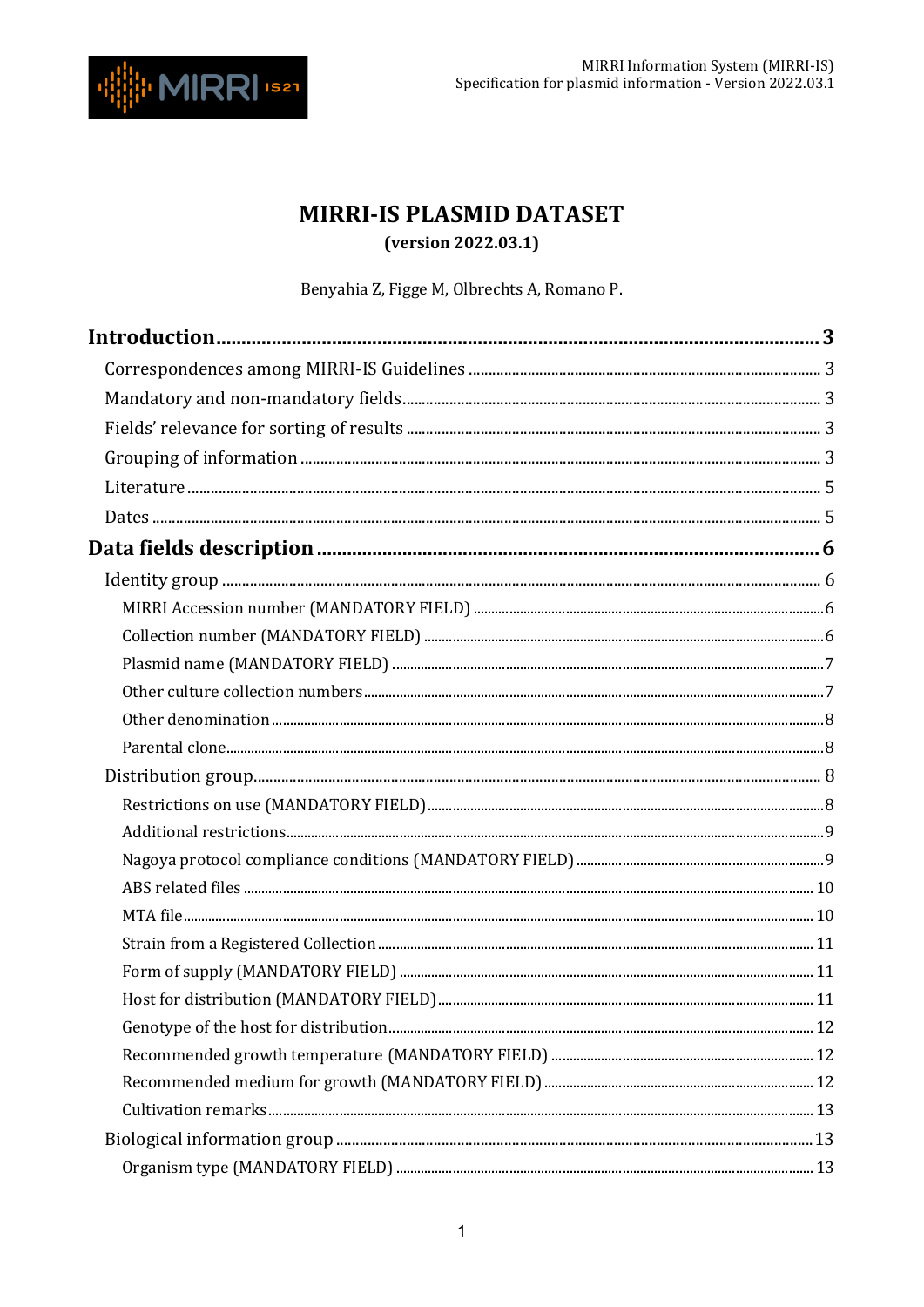# MIRRI-IS PLASMID DATASET

**(version 2022.03.1)**

Benyahia Z, Figge M, Olbrechts A, Romano P.

**Introduction** ........ 3

- Correspondences among MIRRI-IS Guidelines ........ 3
- Mandatory and non-mandatory fields ........ 3
- Fields' relevance for sorting of results ........ 3
- Grouping of information ........ 3
- Literature ........ 5
- Dates ........ 5

**Data fields description** ........ 6

- Identity group ........ 6
  - MIRRI Accession number (MANDATORY FIELD) ........ 6
  - Collection number (MANDATORY FIELD) ........ 6
  - Plasmid name (MANDATORY FIELD) ........ 7
  - Other culture collection numbers ........ 7
  - Other denomination ........ 8
  - Parental clone ........ 8
- Distribution group ........ 8
  - Restrictions on use (MANDATORY FIELD) ........ 8
  - Additional restrictions ........ 9
  - Nagoya protocol compliance conditions (MANDATORY FIELD) ........ 9
  - ABS related files ........ 10
  - MTA file ........ 10
  - Strain from a Registered Collection ........ 11
  - Form of supply (MANDATORY FIELD) ........ 11
  - Host for distribution (MANDATORY FIELD) ........ 11
  - Genotype of the host for distribution ........ 12
  - Recommended growth temperature (MANDATORY FIELD) ........ 12
  - Recommended medium for growth (MANDATORY FIELD) ........ 12
  - Cultivation remarks ........ 13
- Biological information group ........ 13
  - Organism type (MANDATORY FIELD) ........ 13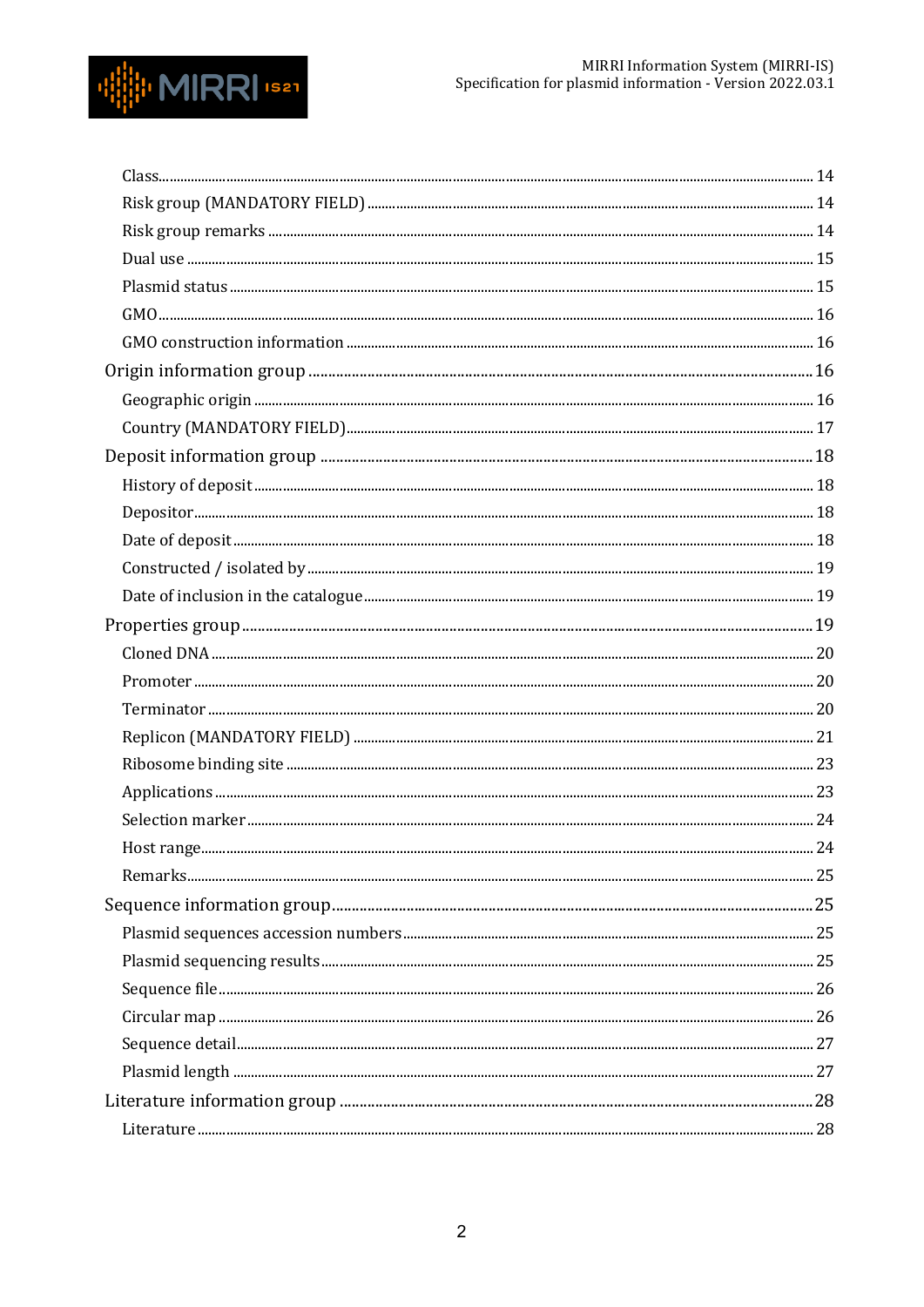- Class ........ 14
- Risk group (MANDATORY FIELD) ........ 14
- Risk group remarks ........ 14
- Dual use ........ 15
- Plasmid status ........ 15
- GMO ........ 16
- GMO construction information ........ 16

Origin information group ........ 16

- Geographic origin ........ 16
- Country (MANDATORY FIELD) ........ 17

Deposit information group ........ 18

- History of deposit ........ 18
- Depositor ........ 18
- Date of deposit ........ 18
- Constructed / isolated by ........ 19
- Date of inclusion in the catalogue ........ 19

Properties group ........ 19

- Cloned DNA ........ 20
- Promoter ........ 20
- Terminator ........ 20
- Replicon (MANDATORY FIELD) ........ 21
- Ribosome binding site ........ 23
- Applications ........ 23
- Selection marker ........ 24
- Host range ........ 24
- Remarks ........ 25

Sequence information group ........ 25

- Plasmid sequences accession numbers ........ 25
- Plasmid sequencing results ........ 25
- Sequence file ........ 26
- Circular map ........ 26
- Sequence detail ........ 27
- Plasmid length ........ 27

Literature information group ........ 28

- Literature ........ 28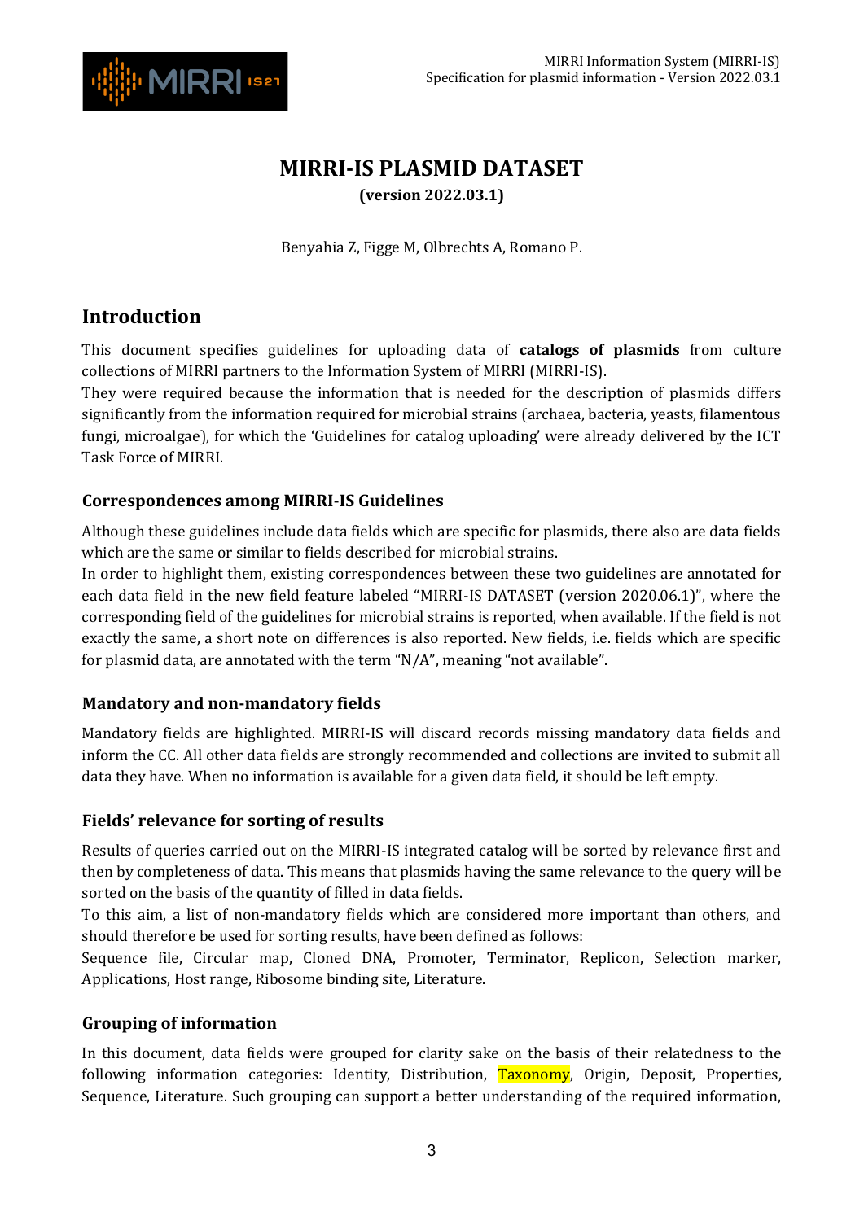# MIRRI-IS PLASMID DATASET

**(version 2022.03.1)**

Benyahia Z, Figge M, Olbrechts A, Romano P.

## Introduction

This document specifies guidelines for uploading data of **catalogs of plasmids** from culture collections of MIRRI partners to the Information System of MIRRI (MIRRI-IS).

They were required because the information that is needed for the description of plasmids differs significantly from the information required for microbial strains (archaea, bacteria, yeasts, filamentous fungi, microalgae), for which the 'Guidelines for catalog uploading' were already delivered by the ICT Task Force of MIRRI.

### Correspondences among MIRRI-IS Guidelines

Although these guidelines include data fields which are specific for plasmids, there also are data fields which are the same or similar to fields described for microbial strains.

In order to highlight them, existing correspondences between these two guidelines are annotated for each data field in the new field feature labeled "MIRRI-IS DATASET (version 2020.06.1)", where the corresponding field of the guidelines for microbial strains is reported, when available. If the field is not exactly the same, a short note on differences is also reported. New fields, i.e. fields which are specific for plasmid data, are annotated with the term "N/A", meaning "not available".

### Mandatory and non-mandatory fields

Mandatory fields are highlighted. MIRRI-IS will discard records missing mandatory data fields and inform the CC. All other data fields are strongly recommended and collections are invited to submit all data they have. When no information is available for a given data field, it should be left empty.

### Fields' relevance for sorting of results

Results of queries carried out on the MIRRI-IS integrated catalog will be sorted by relevance first and then by completeness of data. This means that plasmids having the same relevance to the query will be sorted on the basis of the quantity of filled in data fields.

To this aim, a list of non-mandatory fields which are considered more important than others, and should therefore be used for sorting results, have been defined as follows:

Sequence file, Circular map, Cloned DNA, Promoter, Terminator, Replicon, Selection marker, Applications, Host range, Ribosome binding site, Literature.

### Grouping of information

In this document, data fields were grouped for clarity sake on the basis of their relatedness to the following information categories: Identity, Distribution, Taxonomy, Origin, Deposit, Properties, Sequence, Literature. Such grouping can support a better understanding of the required information,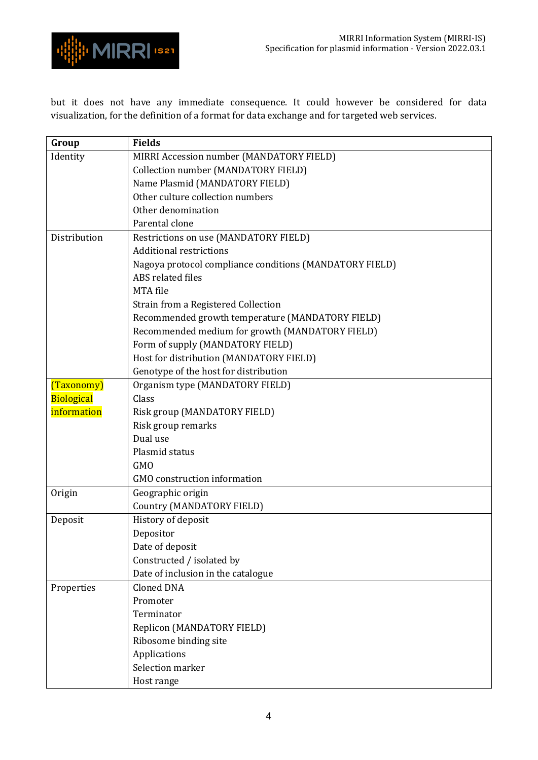but it does not have any immediate consequence. It could however be considered for data visualization, for the definition of a format for data exchange and for targeted web services.

| Group | Fields |
|---|---|
| Identity | MIRRI Accession number (MANDATORY FIELD)<br>Collection number (MANDATORY FIELD)<br>Name Plasmid (MANDATORY FIELD)<br>Other culture collection numbers<br>Other denomination<br>Parental clone |
| Distribution | Restrictions on use (MANDATORY FIELD)<br>Additional restrictions<br>Nagoya protocol compliance conditions (MANDATORY FIELD)<br>ABS related files<br>MTA file<br>Strain from a Registered Collection<br>Recommended growth temperature (MANDATORY FIELD)<br>Recommended medium for growth (MANDATORY FIELD)<br>Form of supply (MANDATORY FIELD)<br>Host for distribution (MANDATORY FIELD)<br>Genotype of the host for distribution |
| (Taxonomy) Biological information | Organism type (MANDATORY FIELD)<br>Class<br>Risk group (MANDATORY FIELD)<br>Risk group remarks<br>Dual use<br>Plasmid status<br>GMO<br>GMO construction information |
| Origin | Geographic origin<br>Country (MANDATORY FIELD) |
| Deposit | History of deposit<br>Depositor<br>Date of deposit<br>Constructed / isolated by<br>Date of inclusion in the catalogue |
| Properties | Cloned DNA<br>Promoter<br>Terminator<br>Replicon (MANDATORY FIELD)<br>Ribosome binding site<br>Applications<br>Selection marker<br>Host range |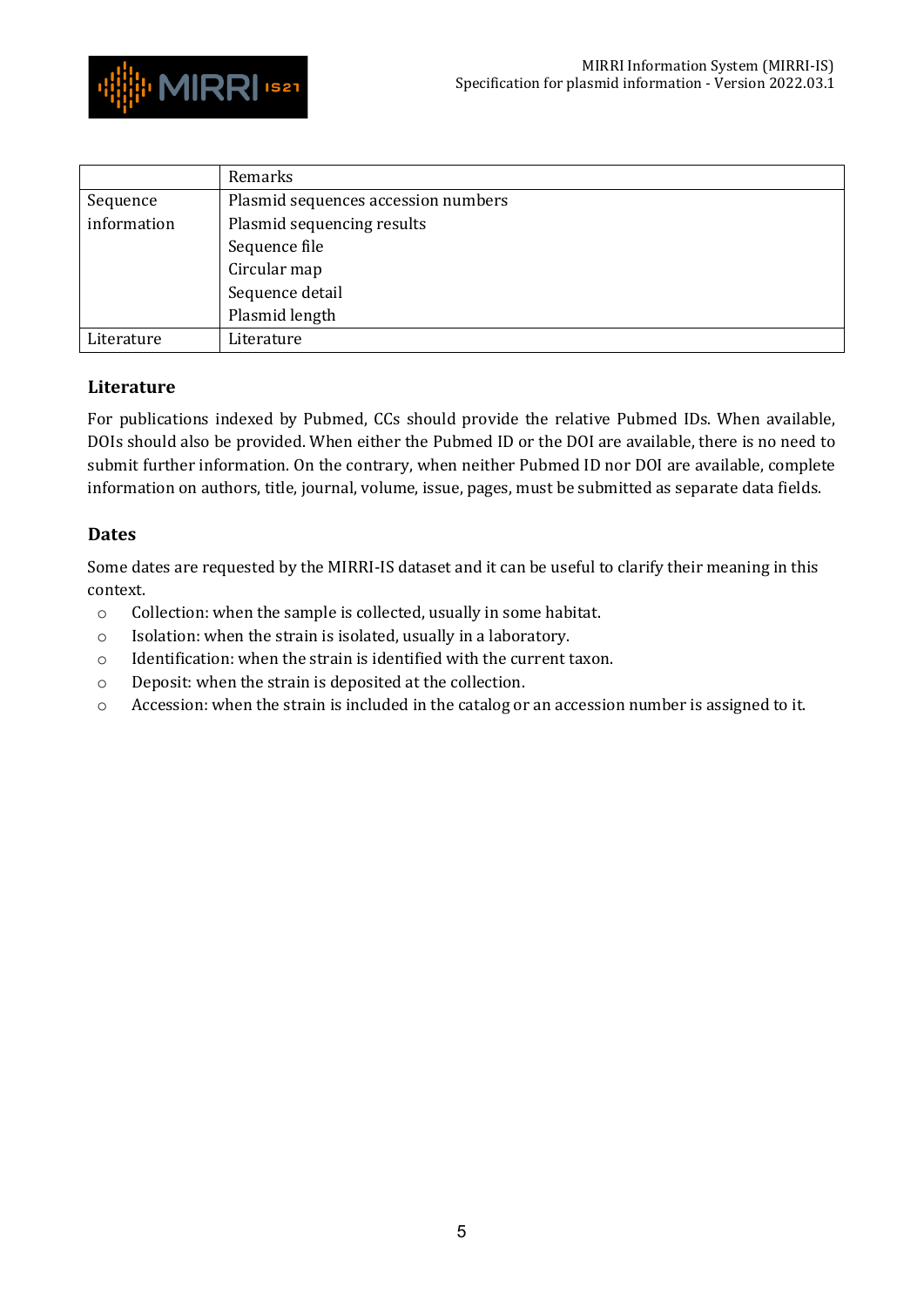| | Remarks |
|---|---|
| Sequence information | Plasmid sequences accession numbers |
| | Plasmid sequencing results |
| | Sequence file |
| | Circular map |
| | Sequence detail |
| | Plasmid length |
| Literature | Literature |

## Literature

For publications indexed by Pubmed, CCs should provide the relative Pubmed IDs. When available, DOIs should also be provided. When either the Pubmed ID or the DOI are available, there is no need to submit further information. On the contrary, when neither Pubmed ID nor DOI are available, complete information on authors, title, journal, volume, issue, pages, must be submitted as separate data fields.

## Dates

Some dates are requested by the MIRRI-IS dataset and it can be useful to clarify their meaning in this context.

- Collection: when the sample is collected, usually in some habitat.
- Isolation: when the strain is isolated, usually in a laboratory.
- Identification: when the strain is identified with the current taxon.
- Deposit: when the strain is deposited at the collection.
- Accession: when the strain is included in the catalog or an accession number is assigned to it.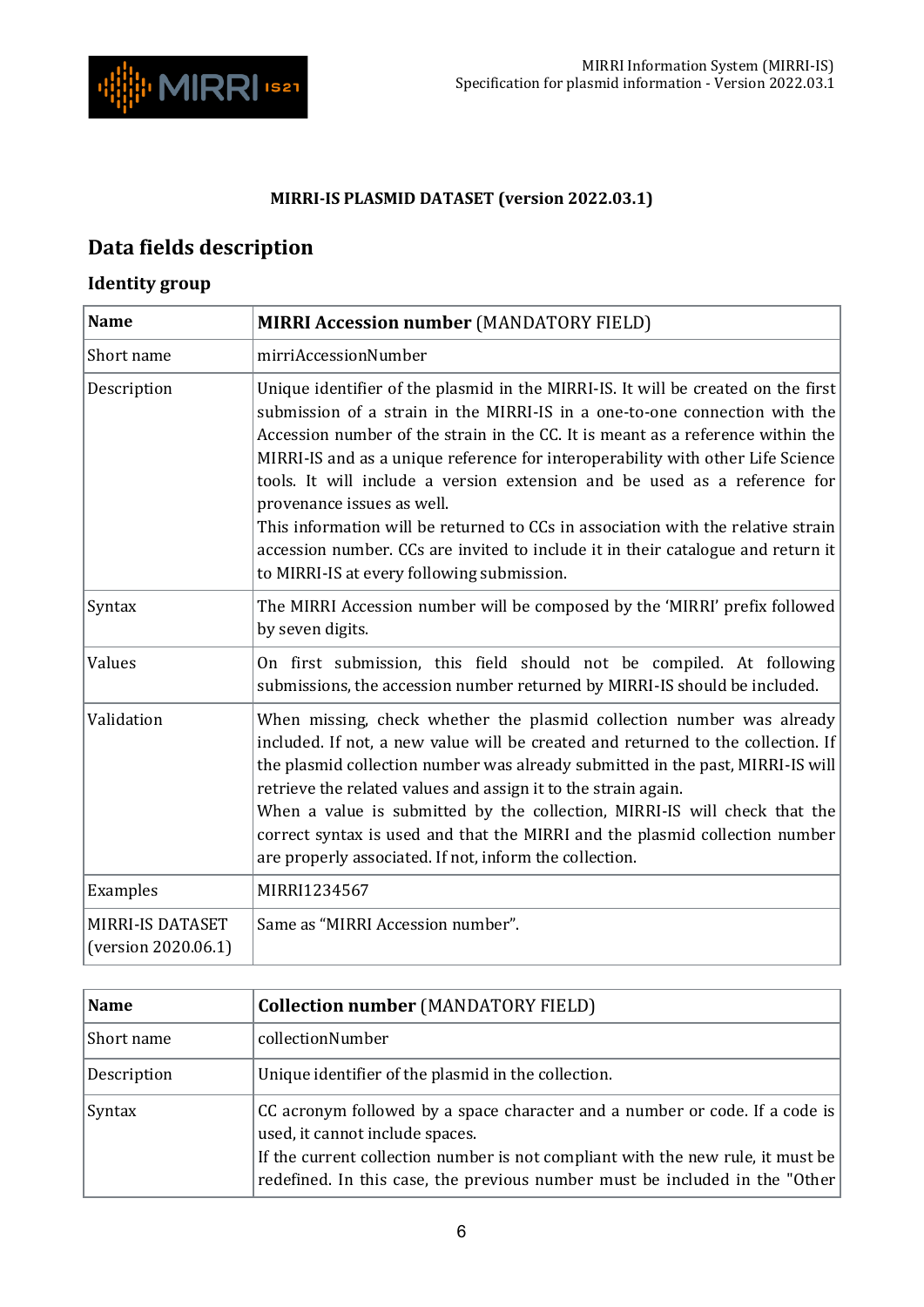**MIRRI-IS PLASMID DATASET (version 2022.03.1)**

## Data fields description

### Identity group

| Name | **MIRRI Accession number** (MANDATORY FIELD) |
|---|---|
| Short name | mirriAccessionNumber |
| Description | Unique identifier of the plasmid in the MIRRI-IS. It will be created on the first submission of a strain in the MIRRI-IS in a one-to-one connection with the Accession number of the strain in the CC. It is meant as a reference within the MIRRI-IS and as a unique reference for interoperability with other Life Science tools. It will include a version extension and be used as a reference for provenance issues as well.<br>This information will be returned to CCs in association with the relative strain accession number. CCs are invited to include it in their catalogue and return it to MIRRI-IS at every following submission. |
| Syntax | The MIRRI Accession number will be composed by the 'MIRRI' prefix followed by seven digits. |
| Values | On first submission, this field should not be compiled. At following submissions, the accession number returned by MIRRI-IS should be included. |
| Validation | When missing, check whether the plasmid collection number was already included. If not, a new value will be created and returned to the collection. If the plasmid collection number was already submitted in the past, MIRRI-IS will retrieve the related values and assign it to the strain again.<br>When a value is submitted by the collection, MIRRI-IS will check that the correct syntax is used and that the MIRRI and the plasmid collection number are properly associated. If not, inform the collection. |
| Examples | MIRRI1234567 |
| MIRRI-IS DATASET (version 2020.06.1) | Same as "MIRRI Accession number". |

| Name | **Collection number** (MANDATORY FIELD) |
|---|---|
| Short name | collectionNumber |
| Description | Unique identifier of the plasmid in the collection. |
| Syntax | CC acronym followed by a space character and a number or code. If a code is used, it cannot include spaces.<br>If the current collection number is not compliant with the new rule, it must be redefined. In this case, the previous number must be included in the "Other |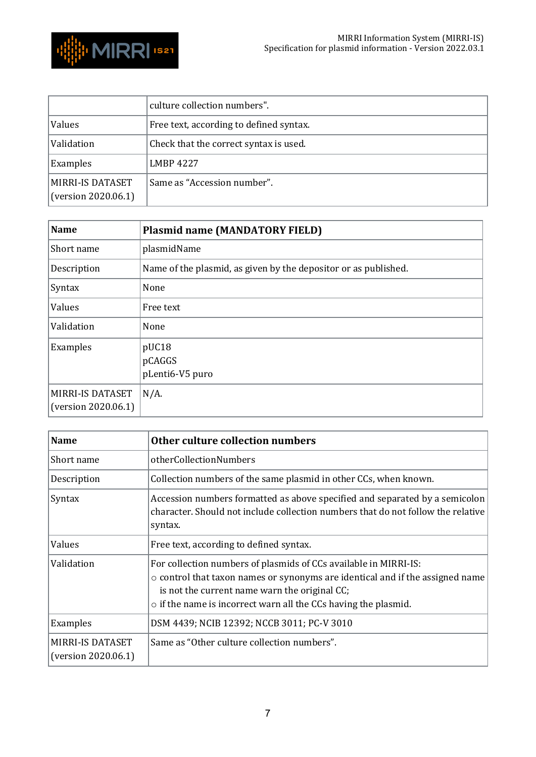| | culture collection numbers". |
|---|---|
| Values | Free text, according to defined syntax. |
| Validation | Check that the correct syntax is used. |
| Examples | LMBP 4227 |
| MIRRI-IS DATASET (version 2020.06.1) | Same as "Accession number". |

| **Name** | **Plasmid name (MANDATORY FIELD)** |
|---|---|
| Short name | plasmidName |
| Description | Name of the plasmid, as given by the depositor or as published. |
| Syntax | None |
| Values | Free text |
| Validation | None |
| Examples | pUC18<br>pCAGGS<br>pLenti6-V5 puro |
| MIRRI-IS DATASET (version 2020.06.1) | N/A. |

| **Name** | **Other culture collection numbers** |
|---|---|
| Short name | otherCollectionNumbers |
| Description | Collection numbers of the same plasmid in other CCs, when known. |
| Syntax | Accession numbers formatted as above specified and separated by a semicolon character. Should not include collection numbers that do not follow the relative syntax. |
| Values | Free text, according to defined syntax. |
| Validation | For collection numbers of plasmids of CCs available in MIRRI-IS:<br>○ control that taxon names or synonyms are identical and if the assigned name is not the current name warn the original CC;<br>○ if the name is incorrect warn all the CCs having the plasmid. |
| Examples | DSM 4439; NCIB 12392; NCCB 3011; PC-V 3010 |
| MIRRI-IS DATASET (version 2020.06.1) | Same as "Other culture collection numbers". |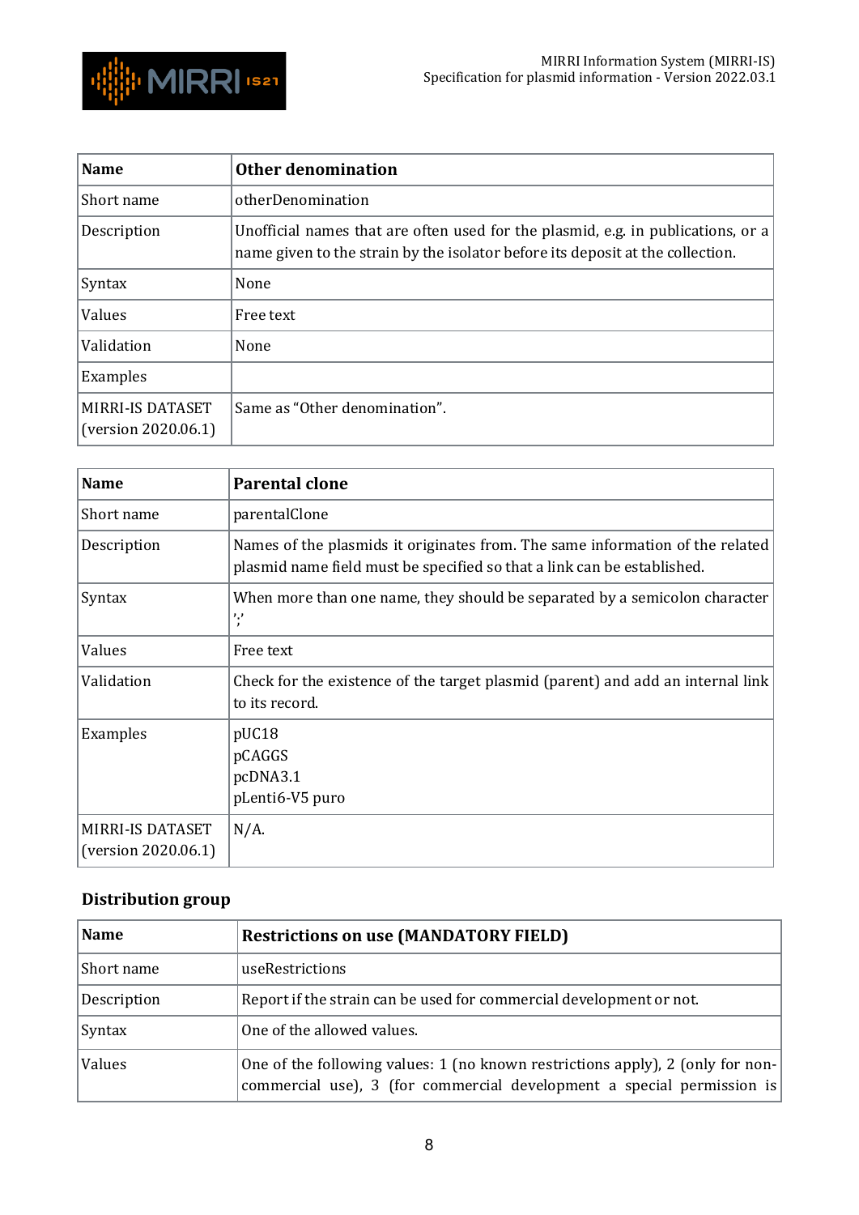| Name | Other denomination |
|---|---|
| Short name | otherDenomination |
| Description | Unofficial names that are often used for the plasmid, e.g. in publications, or a name given to the strain by the isolator before its deposit at the collection. |
| Syntax | None |
| Values | Free text |
| Validation | None |
| Examples | |
| MIRRI-IS DATASET (version 2020.06.1) | Same as "Other denomination". |

| Name | Parental clone |
|---|---|
| Short name | parentalClone |
| Description | Names of the plasmids it originates from. The same information of the related plasmid name field must be specified so that a link can be established. |
| Syntax | When more than one name, they should be separated by a semicolon character ';' |
| Values | Free text |
| Validation | Check for the existence of the target plasmid (parent) and add an internal link to its record. |
| Examples | pUC18<br>pCAGGS<br>pcDNA3.1<br>pLenti6-V5 puro |
| MIRRI-IS DATASET (version 2020.06.1) | N/A. |

### Distribution group

| Name | Restrictions on use (MANDATORY FIELD) |
|---|---|
| Short name | useRestrictions |
| Description | Report if the strain can be used for commercial development or not. |
| Syntax | One of the allowed values. |
| Values | One of the following values: 1 (no known restrictions apply), 2 (only for non-commercial use), 3 (for commercial development a special permission is |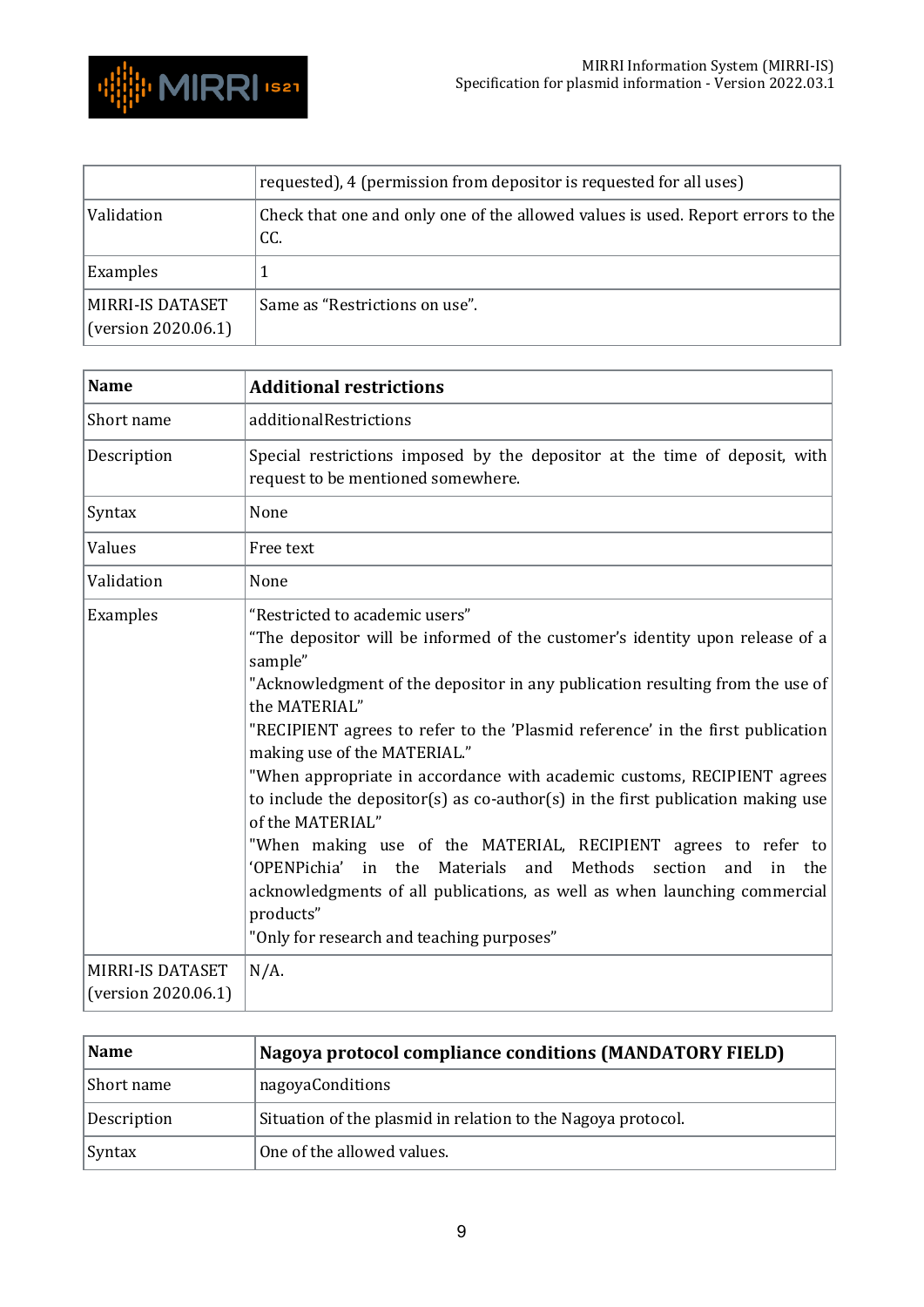| | requested), 4 (permission from depositor is requested for all uses) |
|---|---|
| Validation | Check that one and only one of the allowed values is used. Report errors to the CC. |
| Examples | 1 |
| MIRRI-IS DATASET (version 2020.06.1) | Same as "Restrictions on use". |

| **Name** | **Additional restrictions** |
|---|---|
| Short name | additionalRestrictions |
| Description | Special restrictions imposed by the depositor at the time of deposit, with request to be mentioned somewhere. |
| Syntax | None |
| Values | Free text |
| Validation | None |
| Examples | "Restricted to academic users"<br>"The depositor will be informed of the customer's identity upon release of a sample"<br>"Acknowledgment of the depositor in any publication resulting from the use of the MATERIAL"<br>"RECIPIENT agrees to refer to the 'Plasmid reference' in the first publication making use of the MATERIAL."<br>"When appropriate in accordance with academic customs, RECIPIENT agrees to include the depositor(s) as co-author(s) in the first publication making use of the MATERIAL"<br>"When making use of the MATERIAL, RECIPIENT agrees to refer to 'OPENPichia' in the Materials and Methods section and in the acknowledgments of all publications, as well as when launching commercial products"<br>"Only for research and teaching purposes" |
| MIRRI-IS DATASET (version 2020.06.1) | N/A. |

| **Name** | **Nagoya protocol compliance conditions (MANDATORY FIELD)** |
|---|---|
| Short name | nagoyaConditions |
| Description | Situation of the plasmid in relation to the Nagoya protocol. |
| Syntax | One of the allowed values. |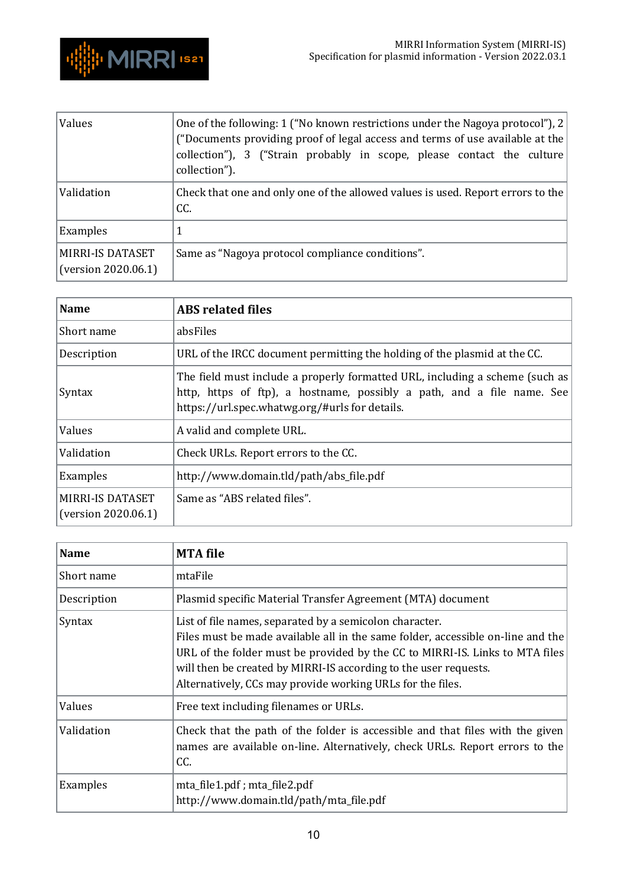| | |
|---|---|
| Values | One of the following: 1 ("No known restrictions under the Nagoya protocol"), 2 ("Documents providing proof of legal access and terms of use available at the collection"), 3 ("Strain probably in scope, please contact the culture collection"). |
| Validation | Check that one and only one of the allowed values is used. Report errors to the CC. |
| Examples | 1 |
| MIRRI-IS DATASET (version 2020.06.1) | Same as "Nagoya protocol compliance conditions". |

| **Name** | **ABS related files** |
|---|---|
| Short name | absFiles |
| Description | URL of the IRCC document permitting the holding of the plasmid at the CC. |
| Syntax | The field must include a properly formatted URL, including a scheme (such as http, https of ftp), a hostname, possibly a path, and a file name. See https://url.spec.whatwg.org/#urls for details. |
| Values | A valid and complete URL. |
| Validation | Check URLs. Report errors to the CC. |
| Examples | http://www.domain.tld/path/abs_file.pdf |
| MIRRI-IS DATASET (version 2020.06.1) | Same as "ABS related files". |

| **Name** | **MTA file** |
|---|---|
| Short name | mtaFile |
| Description | Plasmid specific Material Transfer Agreement (MTA) document |
| Syntax | List of file names, separated by a semicolon character.<br>Files must be made available all in the same folder, accessible on-line and the URL of the folder must be provided by the CC to MIRRI-IS. Links to MTA files will then be created by MIRRI-IS according to the user requests.<br>Alternatively, CCs may provide working URLs for the files. |
| Values | Free text including filenames or URLs. |
| Validation | Check that the path of the folder is accessible and that files with the given names are available on-line. Alternatively, check URLs. Report errors to the CC. |
| Examples | mta_file1.pdf ; mta_file2.pdf<br>http://www.domain.tld/path/mta_file.pdf |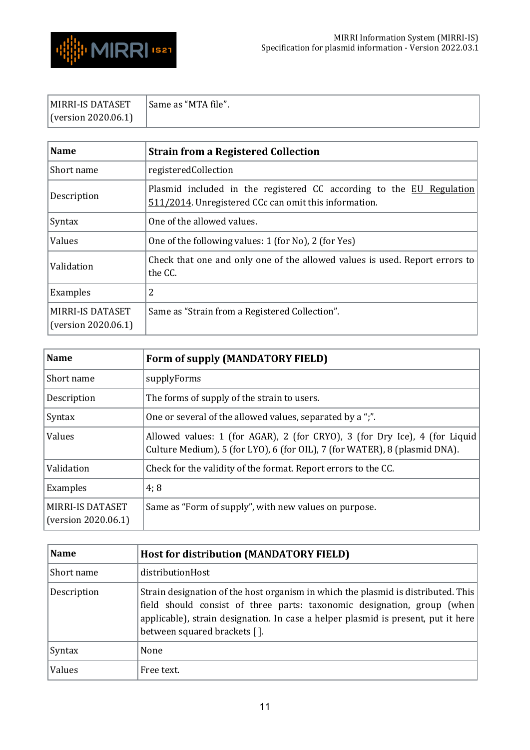| MIRRI-IS DATASET (version 2020.06.1) | Same as “MTA file”. |
|---|---|

| **Name** | **Strain from a Registered Collection** |
|---|---|
| Short name | registeredCollection |
| Description | Plasmid included in the registered CC according to the EU Regulation 511/2014. Unregistered CCc can omit this information. |
| Syntax | One of the allowed values. |
| Values | One of the following values: 1 (for No), 2 (for Yes) |
| Validation | Check that one and only one of the allowed values is used. Report errors to the CC. |
| Examples | 2 |
| MIRRI-IS DATASET (version 2020.06.1) | Same as “Strain from a Registered Collection”. |

| **Name** | **Form of supply (MANDATORY FIELD)** |
|---|---|
| Short name | supplyForms |
| Description | The forms of supply of the strain to users. |
| Syntax | One or several of the allowed values, separated by a “;”. |
| Values | Allowed values: 1 (for AGAR), 2 (for CRYO), 3 (for Dry Ice), 4 (for Liquid Culture Medium), 5 (for LYO), 6 (for OIL), 7 (for WATER), 8 (plasmid DNA). |
| Validation | Check for the validity of the format. Report errors to the CC. |
| Examples | 4; 8 |
| MIRRI-IS DATASET (version 2020.06.1) | Same as “Form of supply”, with new values on purpose. |

| **Name** | **Host for distribution (MANDATORY FIELD)** |
|---|---|
| Short name | distributionHost |
| Description | Strain designation of the host organism in which the plasmid is distributed. This field should consist of three parts: taxonomic designation, group (when applicable), strain designation. In case a helper plasmid is present, put it here between squared brackets [ ]. |
| Syntax | None |
| Values | Free text. |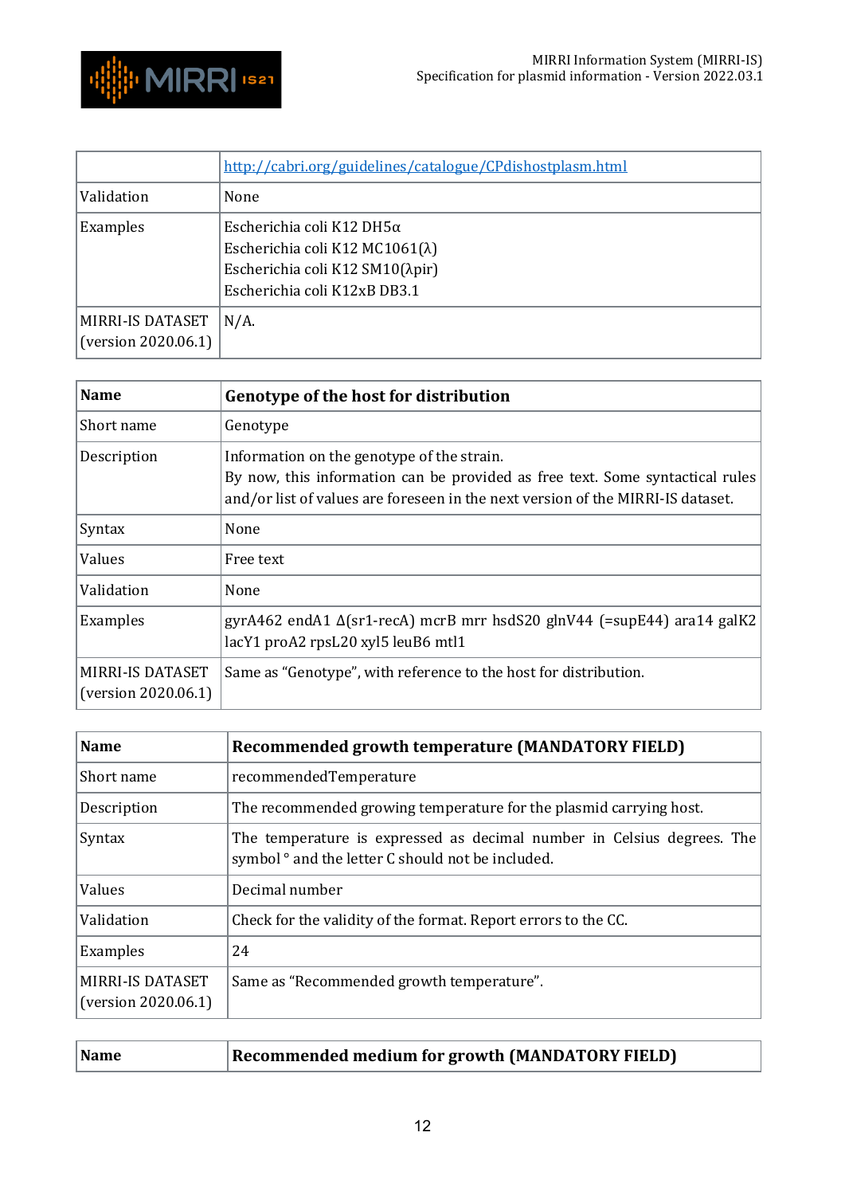| | http://cabri.org/guidelines/catalogue/CPdishostplasm.html |
|---|---|
| Validation | None |
| Examples | Escherichia coli K12 DH5α<br>Escherichia coli K12 MC1061(λ)<br>Escherichia coli K12 SM10(λpir)<br>Escherichia coli K12xB DB3.1 |
| MIRRI-IS DATASET (version 2020.06.1) | N/A. |

| **Name** | **Genotype of the host for distribution** |
|---|---|
| Short name | Genotype |
| Description | Information on the genotype of the strain.<br>By now, this information can be provided as free text. Some syntactical rules and/or list of values are foreseen in the next version of the MIRRI-IS dataset. |
| Syntax | None |
| Values | Free text |
| Validation | None |
| Examples | gyrA462 endA1 Δ(sr1-recA) mcrB mrr hsdS20 glnV44 (=supE44) ara14 galK2 lacY1 proA2 rpsL20 xyl5 leuB6 mtl1 |
| MIRRI-IS DATASET (version 2020.06.1) | Same as "Genotype", with reference to the host for distribution. |

| **Name** | **Recommended growth temperature (MANDATORY FIELD)** |
|---|---|
| Short name | recommendedTemperature |
| Description | The recommended growing temperature for the plasmid carrying host. |
| Syntax | The temperature is expressed as decimal number in Celsius degrees. The symbol ° and the letter C should not be included. |
| Values | Decimal number |
| Validation | Check for the validity of the format. Report errors to the CC. |
| Examples | 24 |
| MIRRI-IS DATASET (version 2020.06.1) | Same as "Recommended growth temperature". |

| **Name** | **Recommended medium for growth (MANDATORY FIELD)** |
|---|---|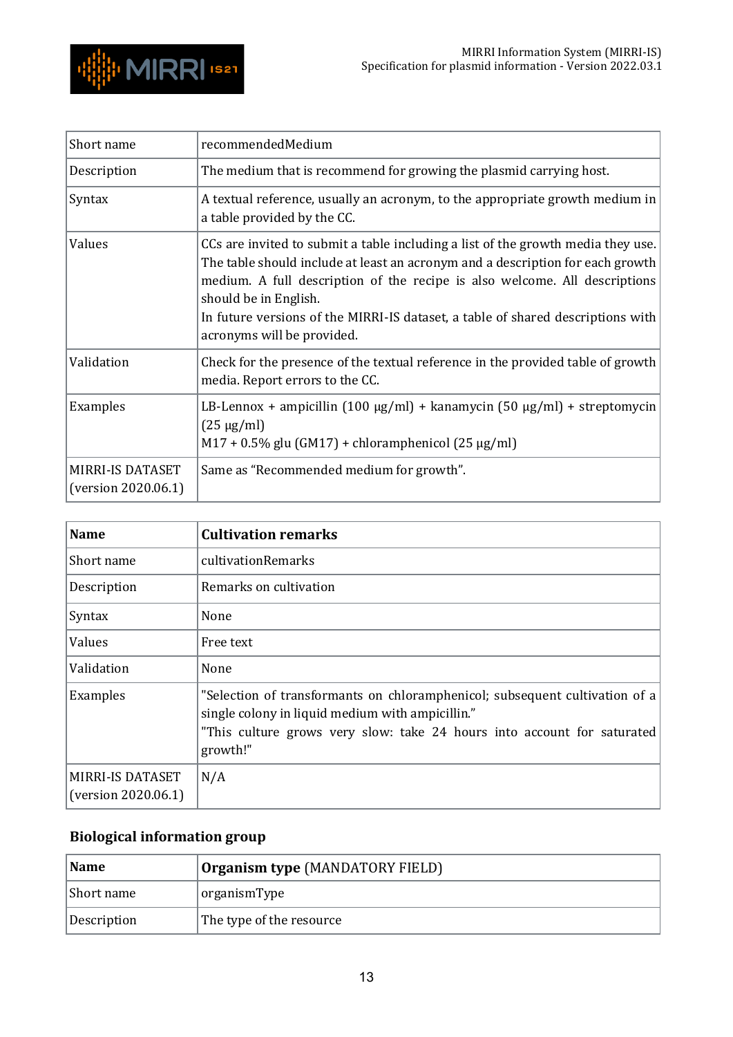| | |
|---|---|
| Short name | recommendedMedium |
| Description | The medium that is recommend for growing the plasmid carrying host. |
| Syntax | A textual reference, usually an acronym, to the appropriate growth medium in a table provided by the CC. |
| Values | CCs are invited to submit a table including a list of the growth media they use. The table should include at least an acronym and a description for each growth medium. A full description of the recipe is also welcome. All descriptions should be in English.<br>In future versions of the MIRRI-IS dataset, a table of shared descriptions with acronyms will be provided. |
| Validation | Check for the presence of the textual reference in the provided table of growth media. Report errors to the CC. |
| Examples | LB-Lennox + ampicillin (100 μg/ml) + kanamycin (50 μg/ml) + streptomycin (25 μg/ml)<br>M17 + 0.5% glu (GM17) + chloramphenicol (25 μg/ml) |
| MIRRI-IS DATASET (version 2020.06.1) | Same as "Recommended medium for growth". |

| **Name** | **Cultivation remarks** |
|---|---|
| Short name | cultivationRemarks |
| Description | Remarks on cultivation |
| Syntax | None |
| Values | Free text |
| Validation | None |
| Examples | "Selection of transformants on chloramphenicol; subsequent cultivation of a single colony in liquid medium with ampicillin."<br>"This culture grows very slow: take 24 hours into account for saturated growth!" |
| MIRRI-IS DATASET (version 2020.06.1) | N/A |

## Biological information group

| **Name** | **Organism type** (MANDATORY FIELD) |
|---|---|
| Short name | organismType |
| Description | The type of the resource |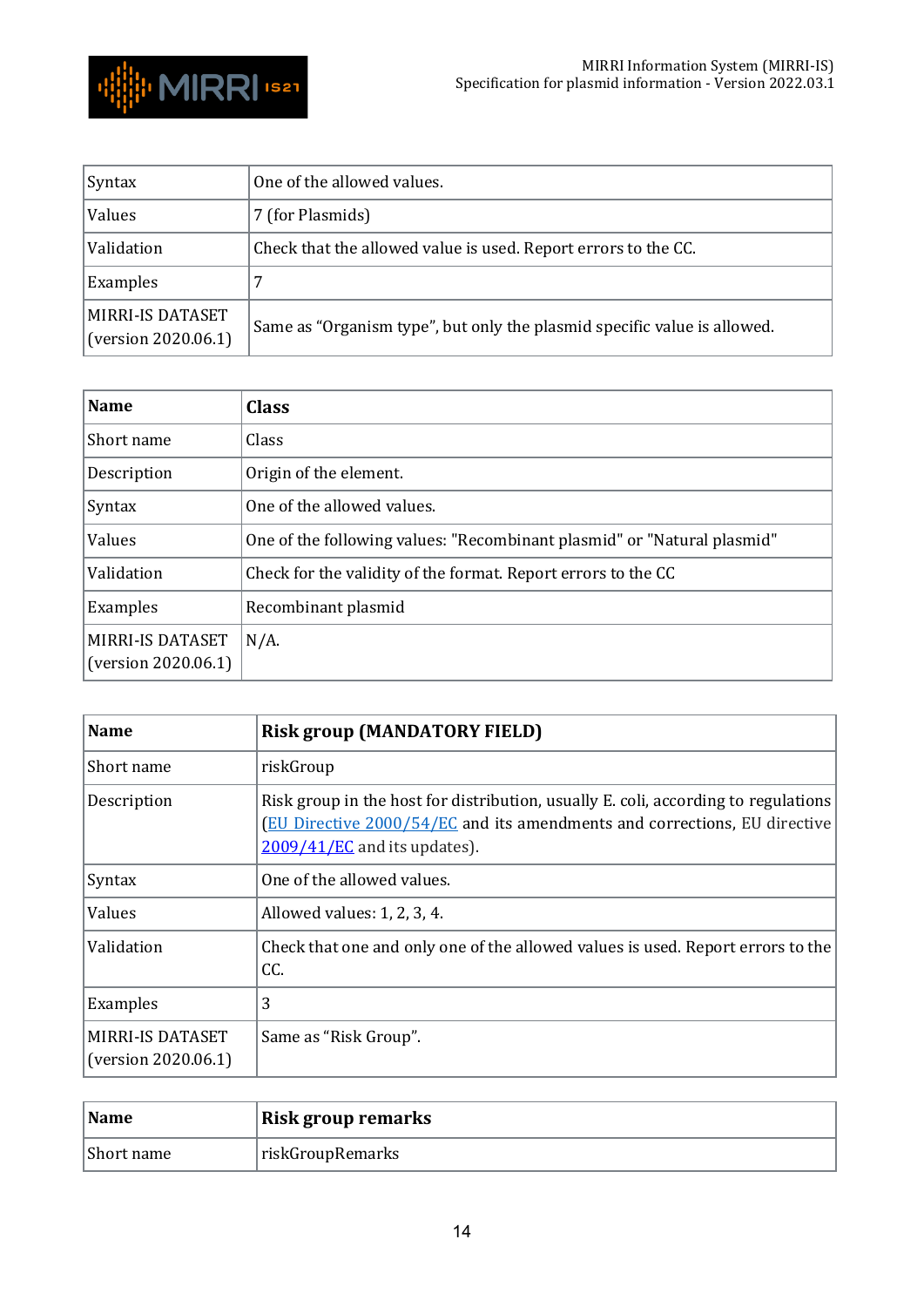| Syntax | One of the allowed values. |
|---|---|
| Values | 7 (for Plasmids) |
| Validation | Check that the allowed value is used. Report errors to the CC. |
| Examples | 7 |
| MIRRI-IS DATASET (version 2020.06.1) | Same as "Organism type", but only the plasmid specific value is allowed. |

| **Name** | **Class** |
|---|---|
| Short name | Class |
| Description | Origin of the element. |
| Syntax | One of the allowed values. |
| Values | One of the following values: "Recombinant plasmid" or "Natural plasmid" |
| Validation | Check for the validity of the format. Report errors to the CC |
| Examples | Recombinant plasmid |
| MIRRI-IS DATASET (version 2020.06.1) | N/A. |

| **Name** | **Risk group (MANDATORY FIELD)** |
|---|---|
| Short name | riskGroup |
| Description | Risk group in the host for distribution, usually E. coli, according to regulations (EU Directive 2000/54/EC and its amendments and corrections, EU directive 2009/41/EC and its updates). |
| Syntax | One of the allowed values. |
| Values | Allowed values: 1, 2, 3, 4. |
| Validation | Check that one and only one of the allowed values is used. Report errors to the CC. |
| Examples | 3 |
| MIRRI-IS DATASET (version 2020.06.1) | Same as "Risk Group". |

| **Name** | **Risk group remarks** |
|---|---|
| Short name | riskGroupRemarks |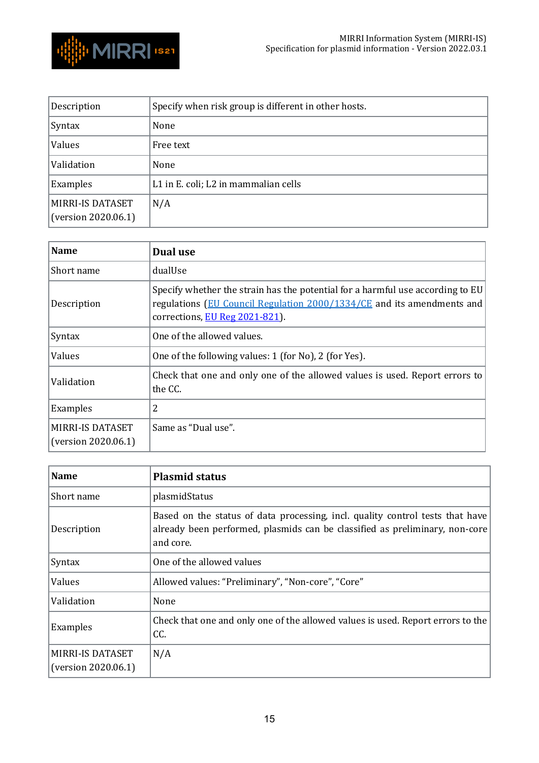| | |
|---|---|
| Description | Specify when risk group is different in other hosts. |
| Syntax | None |
| Values | Free text |
| Validation | None |
| Examples | L1 in E. coli; L2 in mammalian cells |
| MIRRI-IS DATASET (version 2020.06.1) | N/A |

| **Name** | **Dual use** |
|---|---|
| Short name | dualUse |
| Description | Specify whether the strain has the potential for a harmful use according to EU regulations (EU Council Regulation 2000/1334/CE and its amendments and corrections, EU Reg 2021-821). |
| Syntax | One of the allowed values. |
| Values | One of the following values: 1 (for No), 2 (for Yes). |
| Validation | Check that one and only one of the allowed values is used. Report errors to the CC. |
| Examples | 2 |
| MIRRI-IS DATASET (version 2020.06.1) | Same as "Dual use". |

| **Name** | **Plasmid status** |
|---|---|
| Short name | plasmidStatus |
| Description | Based on the status of data processing, incl. quality control tests that have already been performed, plasmids can be classified as preliminary, non-core and core. |
| Syntax | One of the allowed values |
| Values | Allowed values: "Preliminary", "Non-core", "Core" |
| Validation | None |
| Examples | Check that one and only one of the allowed values is used. Report errors to the CC. |
| MIRRI-IS DATASET (version 2020.06.1) | N/A |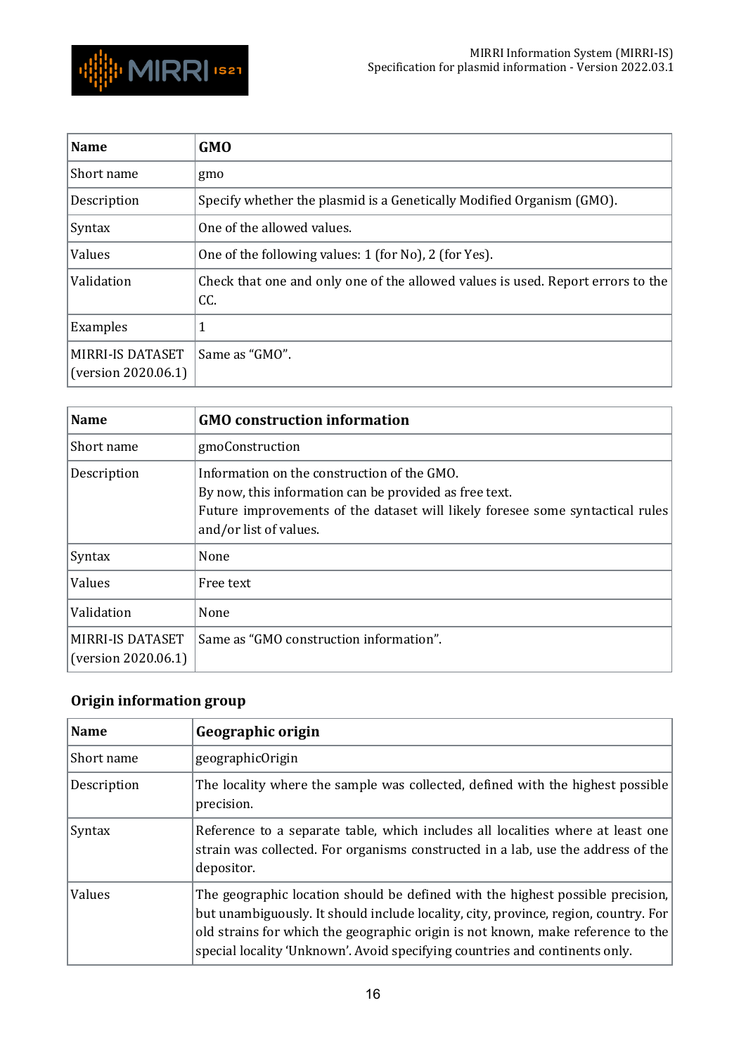| Name | GMO |
|---|---|
| Short name | gmo |
| Description | Specify whether the plasmid is a Genetically Modified Organism (GMO). |
| Syntax | One of the allowed values. |
| Values | One of the following values: 1 (for No), 2 (for Yes). |
| Validation | Check that one and only one of the allowed values is used. Report errors to the CC. |
| Examples | 1 |
| MIRRI-IS DATASET (version 2020.06.1) | Same as "GMO". |

| Name | GMO construction information |
|---|---|
| Short name | gmoConstruction |
| Description | Information on the construction of the GMO.<br>By now, this information can be provided as free text.<br>Future improvements of the dataset will likely foresee some syntactical rules and/or list of values. |
| Syntax | None |
| Values | Free text |
| Validation | None |
| MIRRI-IS DATASET (version 2020.06.1) | Same as "GMO construction information". |

### Origin information group

| Name | Geographic origin |
|---|---|
| Short name | geographicOrigin |
| Description | The locality where the sample was collected, defined with the highest possible precision. |
| Syntax | Reference to a separate table, which includes all localities where at least one strain was collected. For organisms constructed in a lab, use the address of the depositor. |
| Values | The geographic location should be defined with the highest possible precision, but unambiguously. It should include locality, city, province, region, country. For old strains for which the geographic origin is not known, make reference to the special locality 'Unknown'. Avoid specifying countries and continents only. |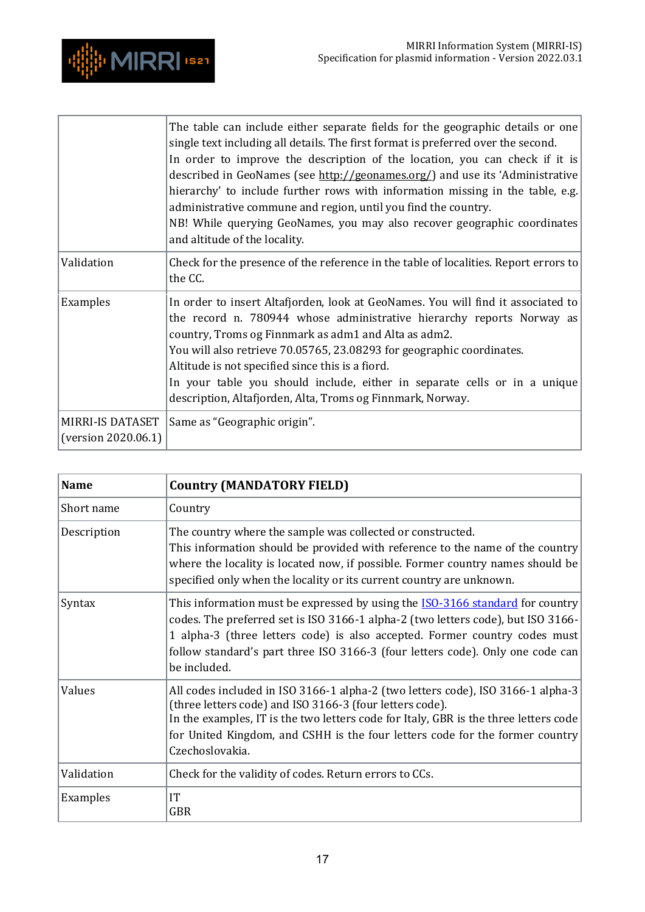| | |
|---|---|
| | The table can include either separate fields for the geographic details or one single text including all details. The first format is preferred over the second.<br>In order to improve the description of the location, you can check if it is described in GeoNames (see http://geonames.org/) and use its 'Administrative hierarchy' to include further rows with information missing in the table, e.g. administrative commune and region, until you find the country.<br>NB! While querying GeoNames, you may also recover geographic coordinates and altitude of the locality. |
| Validation | Check for the presence of the reference in the table of localities. Report errors to the CC. |
| Examples | In order to insert Altafjorden, look at GeoNames. You will find it associated to the record n. 780944 whose administrative hierarchy reports Norway as country, Troms og Finnmark as adm1 and Alta as adm2.<br>You will also retrieve 70.05765, 23.08293 for geographic coordinates.<br>Altitude is not specified since this is a fiord.<br>In your table you should include, either in separate cells or in a unique description, Altafjorden, Alta, Troms og Finnmark, Norway. |
| MIRRI-IS DATASET (version 2020.06.1) | Same as "Geographic origin". |

| **Name** | **Country (MANDATORY FIELD)** |
|---|---|
| Short name | Country |
| Description | The country where the sample was collected or constructed.<br>This information should be provided with reference to the name of the country where the locality is located now, if possible. Former country names should be specified only when the locality or its current country are unknown. |
| Syntax | This information must be expressed by using the ISO-3166 standard for country codes. The preferred set is ISO 3166-1 alpha-2 (two letters code), but ISO 3166-1 alpha-3 (three letters code) is also accepted. Former country codes must follow standard's part three ISO 3166-3 (four letters code). Only one code can be included. |
| Values | All codes included in ISO 3166-1 alpha-2 (two letters code), ISO 3166-1 alpha-3 (three letters code) and ISO 3166-3 (four letters code).<br>In the examples, IT is the two letters code for Italy, GBR is the three letters code for United Kingdom, and CSHH is the four letters code for the former country Czechoslovakia. |
| Validation | Check for the validity of codes. Return errors to CCs. |
| Examples | IT<br>GBR |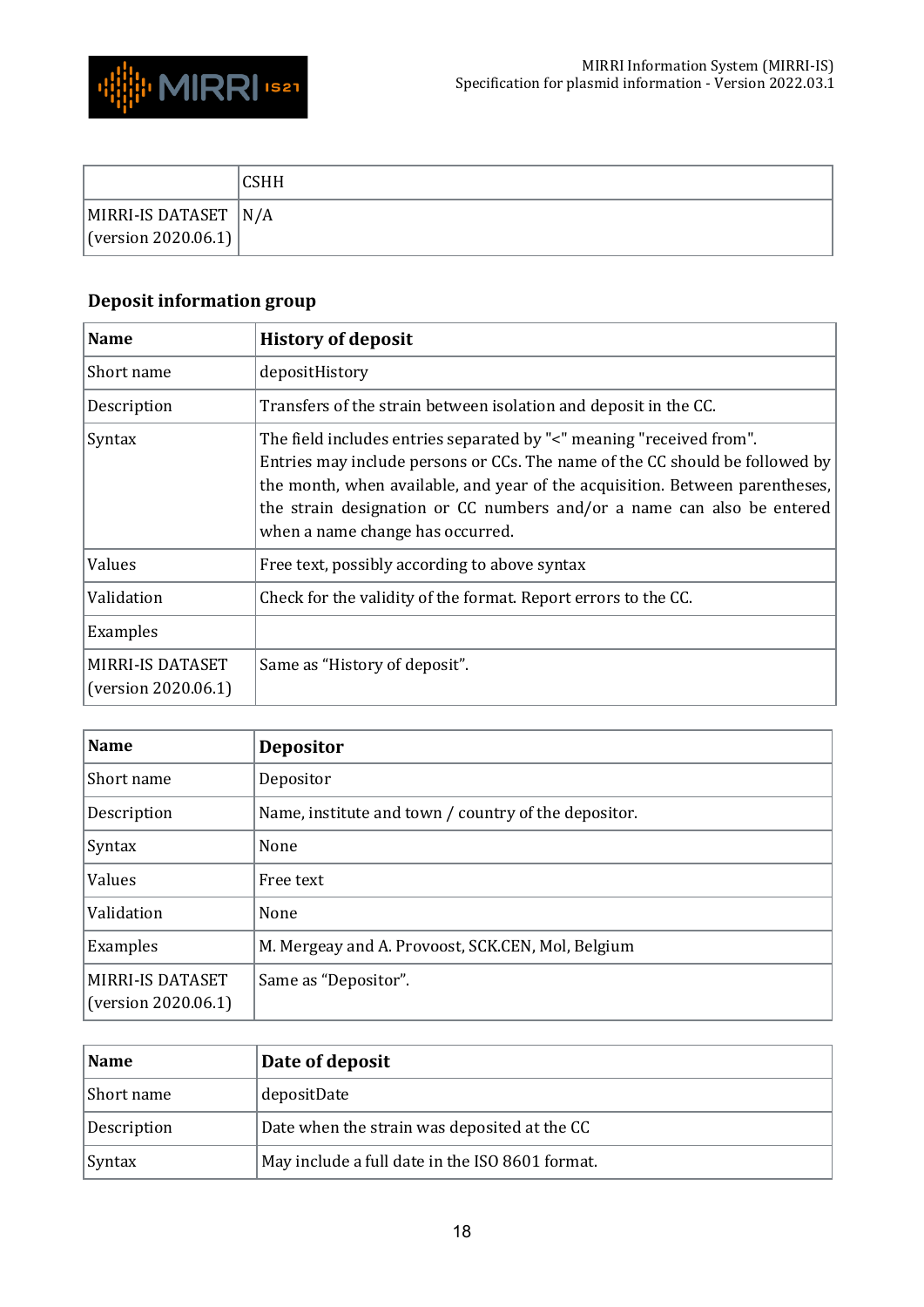| | CSHH |
|---|---|
| MIRRI-IS DATASET (version 2020.06.1) | N/A |

### Deposit information group

| Name | History of deposit |
|---|---|
| Short name | depositHistory |
| Description | Transfers of the strain between isolation and deposit in the CC. |
| Syntax | The field includes entries separated by "<" meaning "received from". Entries may include persons or CCs. The name of the CC should be followed by the month, when available, and year of the acquisition. Between parentheses, the strain designation or CC numbers and/or a name can also be entered when a name change has occurred. |
| Values | Free text, possibly according to above syntax |
| Validation | Check for the validity of the format. Report errors to the CC. |
| Examples | |
| MIRRI-IS DATASET (version 2020.06.1) | Same as “History of deposit”. |

| Name | Depositor |
|---|---|
| Short name | Depositor |
| Description | Name, institute and town / country of the depositor. |
| Syntax | None |
| Values | Free text |
| Validation | None |
| Examples | M. Mergeay and A. Provoost, SCK.CEN, Mol, Belgium |
| MIRRI-IS DATASET (version 2020.06.1) | Same as “Depositor”. |

| Name | Date of deposit |
|---|---|
| Short name | depositDate |
| Description | Date when the strain was deposited at the CC |
| Syntax | May include a full date in the ISO 8601 format. |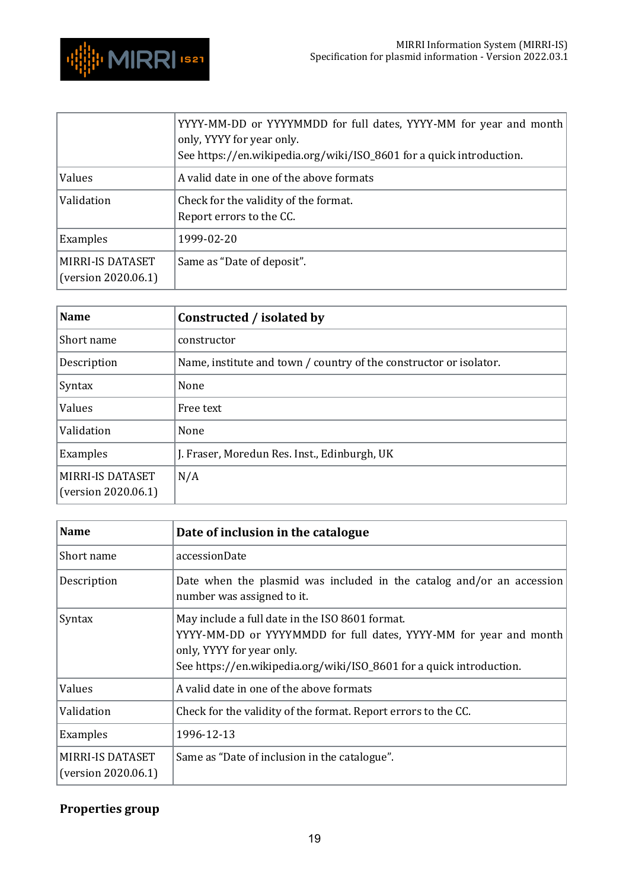|  |  |
|---|---|
|  | YYYY-MM-DD or YYYYMMDD for full dates, YYYY-MM for year and month only, YYYY for year only.<br>See https://en.wikipedia.org/wiki/ISO_8601 for a quick introduction. |
| Values | A valid date in one of the above formats |
| Validation | Check for the validity of the format.<br>Report errors to the CC. |
| Examples | 1999-02-20 |
| MIRRI-IS DATASET (version 2020.06.1) | Same as "Date of deposit". |

| **Name** | **Constructed / isolated by** |
|---|---|
| Short name | constructor |
| Description | Name, institute and town / country of the constructor or isolator. |
| Syntax | None |
| Values | Free text |
| Validation | None |
| Examples | J. Fraser, Moredun Res. Inst., Edinburgh, UK |
| MIRRI-IS DATASET (version 2020.06.1) | N/A |

| **Name** | **Date of inclusion in the catalogue** |
|---|---|
| Short name | accessionDate |
| Description | Date when the plasmid was included in the catalog and/or an accession number was assigned to it. |
| Syntax | May include a full date in the ISO 8601 format.<br>YYYY-MM-DD or YYYYMMDD for full dates, YYYY-MM for year and month only, YYYY for year only.<br>See https://en.wikipedia.org/wiki/ISO_8601 for a quick introduction. |
| Values | A valid date in one of the above formats |
| Validation | Check for the validity of the format. Report errors to the CC. |
| Examples | 1996-12-13 |
| MIRRI-IS DATASET (version 2020.06.1) | Same as "Date of inclusion in the catalogue". |

**Properties group**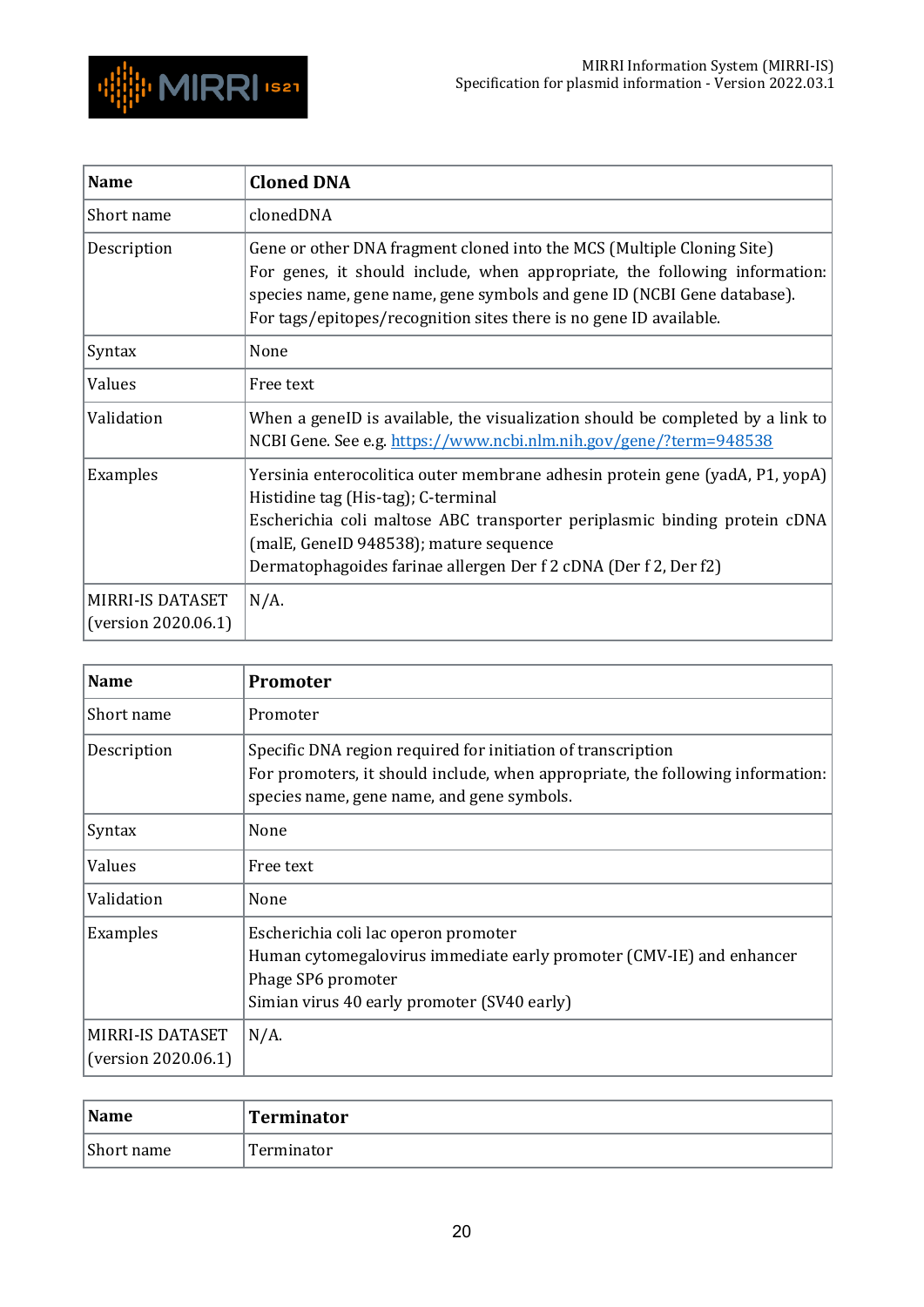| Name | Cloned DNA |
|---|---|
| Short name | clonedDNA |
| Description | Gene or other DNA fragment cloned into the MCS (Multiple Cloning Site)<br>For genes, it should include, when appropriate, the following information: species name, gene name, gene symbols and gene ID (NCBI Gene database).<br>For tags/epitopes/recognition sites there is no gene ID available. |
| Syntax | None |
| Values | Free text |
| Validation | When a geneID is available, the visualization should be completed by a link to NCBI Gene. See e.g. https://www.ncbi.nlm.nih.gov/gene/?term=948538 |
| Examples | Yersinia enterocolitica outer membrane adhesin protein gene (yadA, P1, yopA)<br>Histidine tag (His-tag); C-terminal<br>Escherichia coli maltose ABC transporter periplasmic binding protein cDNA (malE, GeneID 948538); mature sequence<br>Dermatophagoides farinae allergen Der f 2 cDNA (Der f 2, Der f2) |
| MIRRI-IS DATASET (version 2020.06.1) | N/A. |

| Name | Promoter |
|---|---|
| Short name | Promoter |
| Description | Specific DNA region required for initiation of transcription<br>For promoters, it should include, when appropriate, the following information: species name, gene name, and gene symbols. |
| Syntax | None |
| Values | Free text |
| Validation | None |
| Examples | Escherichia coli lac operon promoter<br>Human cytomegalovirus immediate early promoter (CMV-IE) and enhancer<br>Phage SP6 promoter<br>Simian virus 40 early promoter (SV40 early) |
| MIRRI-IS DATASET (version 2020.06.1) | N/A. |

| Name | Terminator |
|---|---|
| Short name | Terminator |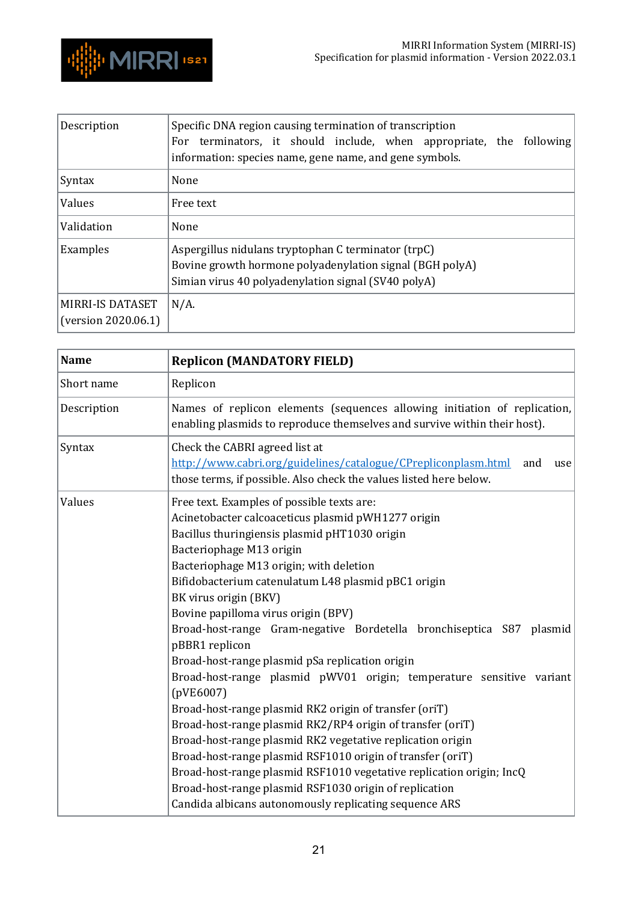| | |
|---|---|
| Description | Specific DNA region causing termination of transcription<br>For terminators, it should include, when appropriate, the following information: species name, gene name, and gene symbols. |
| Syntax | None |
| Values | Free text |
| Validation | None |
| Examples | Aspergillus nidulans tryptophan C terminator (trpC)<br>Bovine growth hormone polyadenylation signal (BGH polyA)<br>Simian virus 40 polyadenylation signal (SV40 polyA) |
| MIRRI-IS DATASET (version 2020.06.1) | N/A. |

| **Name** | **Replicon (MANDATORY FIELD)** |
|---|---|
| Short name | Replicon |
| Description | Names of replicon elements (sequences allowing initiation of replication, enabling plasmids to reproduce themselves and survive within their host). |
| Syntax | Check the CABRI agreed list at http://www.cabri.org/guidelines/catalogue/CPrepliconplasm.html and use those terms, if possible. Also check the values listed here below. |
| Values | Free text. Examples of possible texts are:<br>Acinetobacter calcoaceticus plasmid pWH1277 origin<br>Bacillus thuringiensis plasmid pHT1030 origin<br>Bacteriophage M13 origin<br>Bacteriophage M13 origin; with deletion<br>Bifidobacterium catenulatum L48 plasmid pBC1 origin<br>BK virus origin (BKV)<br>Bovine papilloma virus origin (BPV)<br>Broad-host-range Gram-negative Bordetella bronchiseptica S87 plasmid pBBR1 replicon<br>Broad-host-range plasmid pSa replication origin<br>Broad-host-range plasmid pWV01 origin; temperature sensitive variant (pVE6007)<br>Broad-host-range plasmid RK2 origin of transfer (oriT)<br>Broad-host-range plasmid RK2/RP4 origin of transfer (oriT)<br>Broad-host-range plasmid RK2 vegetative replication origin<br>Broad-host-range plasmid RSF1010 origin of transfer (oriT)<br>Broad-host-range plasmid RSF1010 vegetative replication origin; IncQ<br>Broad-host-range plasmid RSF1030 origin of replication<br>Candida albicans autonomously replicating sequence ARS |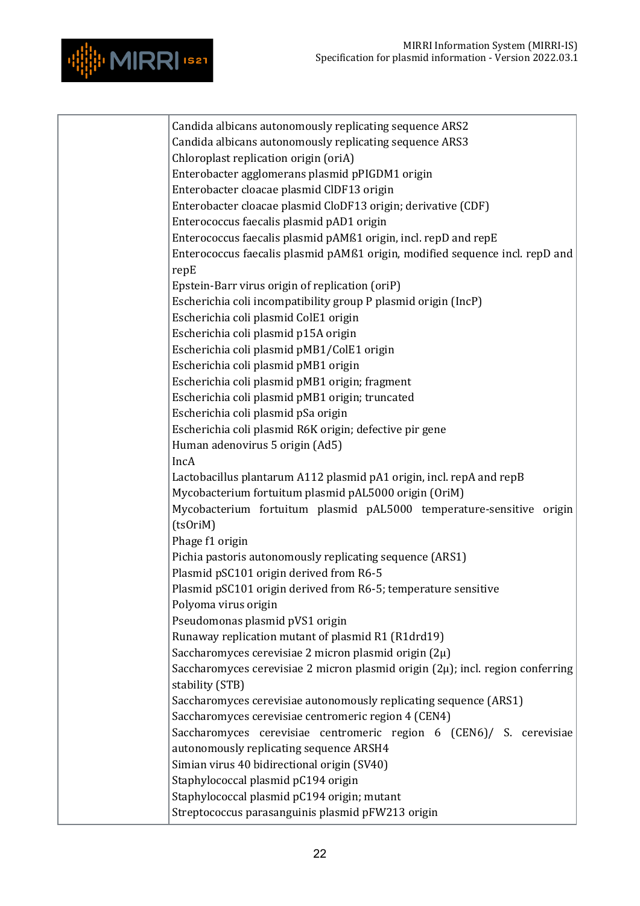| | |
|---|---|
| | Candida albicans autonomously replicating sequence ARS2<br>Candida albicans autonomously replicating sequence ARS3<br>Chloroplast replication origin (oriA)<br>Enterobacter agglomerans plasmid pPIGDM1 origin<br>Enterobacter cloacae plasmid ClDF13 origin<br>Enterobacter cloacae plasmid CloDF13 origin; derivative (CDF)<br>Enterococcus faecalis plasmid pAD1 origin<br>Enterococcus faecalis plasmid pAMß1 origin, incl. repD and repE<br>Enterococcus faecalis plasmid pAMß1 origin, modified sequence incl. repD and repE<br>Epstein-Barr virus origin of replication (oriP)<br>Escherichia coli incompatibility group P plasmid origin (IncP)<br>Escherichia coli plasmid ColE1 origin<br>Escherichia coli plasmid p15A origin<br>Escherichia coli plasmid pMB1/ColE1 origin<br>Escherichia coli plasmid pMB1 origin<br>Escherichia coli plasmid pMB1 origin; fragment<br>Escherichia coli plasmid pMB1 origin; truncated<br>Escherichia coli plasmid pSa origin<br>Escherichia coli plasmid R6K origin; defective pir gene<br>Human adenovirus 5 origin (Ad5)<br>IncA<br>Lactobacillus plantarum A112 plasmid pA1 origin, incl. repA and repB<br>Mycobacterium fortuitum plasmid pAL5000 origin (OriM)<br>Mycobacterium fortuitum plasmid pAL5000 temperature-sensitive origin (tsOriM)<br>Phage f1 origin<br>Pichia pastoris autonomously replicating sequence (ARS1)<br>Plasmid pSC101 origin derived from R6-5<br>Plasmid pSC101 origin derived from R6-5; temperature sensitive<br>Polyoma virus origin<br>Pseudomonas plasmid pVS1 origin<br>Runaway replication mutant of plasmid R1 (R1drd19)<br>Saccharomyces cerevisiae 2 micron plasmid origin (2µ)<br>Saccharomyces cerevisiae 2 micron plasmid origin (2µ); incl. region conferring stability (STB)<br>Saccharomyces cerevisiae autonomously replicating sequence (ARS1)<br>Saccharomyces cerevisiae centromeric region 4 (CEN4)<br>Saccharomyces cerevisiae centromeric region 6 (CEN6)/ S. cerevisiae autonomously replicating sequence ARSH4<br>Simian virus 40 bidirectional origin (SV40)<br>Staphylococcal plasmid pC194 origin<br>Staphylococcal plasmid pC194 origin; mutant<br>Streptococcus parasanguinis plasmid pFW213 origin |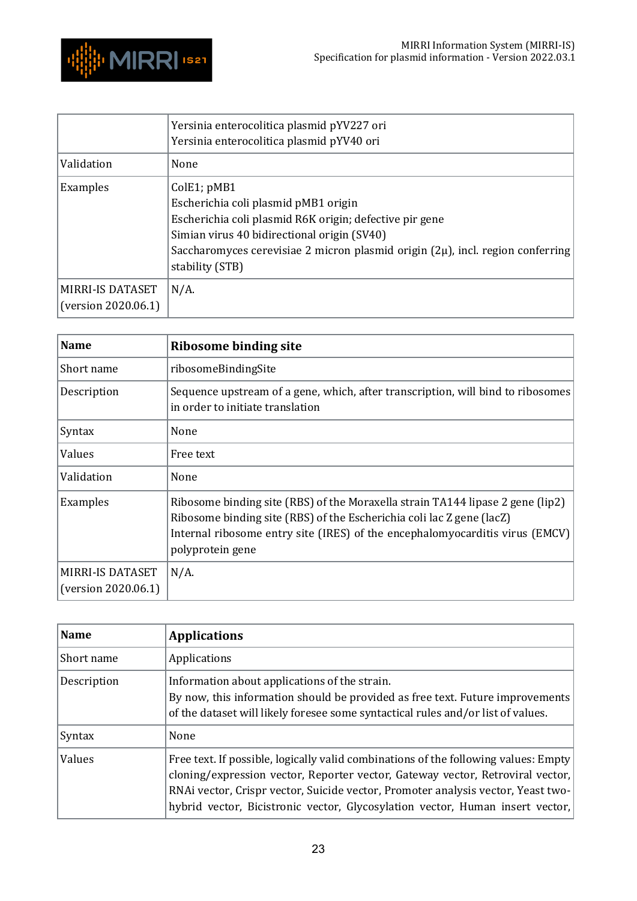|  |  |
|---|---|
|  | Yersinia enterocolitica plasmid pYV227 ori<br>Yersinia enterocolitica plasmid pYV40 ori |
| Validation | None |
| Examples | ColE1; pMB1<br>Escherichia coli plasmid pMB1 origin<br>Escherichia coli plasmid R6K origin; defective pir gene<br>Simian virus 40 bidirectional origin (SV40)<br>Saccharomyces cerevisiae 2 micron plasmid origin (2μ), incl. region conferring stability (STB) |
| MIRRI-IS DATASET (version 2020.06.1) | N/A. |

| **Name** | **Ribosome binding site** |
|---|---|
| Short name | ribosomeBindingSite |
| Description | Sequence upstream of a gene, which, after transcription, will bind to ribosomes in order to initiate translation |
| Syntax | None |
| Values | Free text |
| Validation | None |
| Examples | Ribosome binding site (RBS) of the Moraxella strain TA144 lipase 2 gene (lip2)<br>Ribosome binding site (RBS) of the Escherichia coli lac Z gene (lacZ)<br>Internal ribosome entry site (IRES) of the encephalomyocarditis virus (EMCV) polyprotein gene |
| MIRRI-IS DATASET (version 2020.06.1) | N/A. |

| **Name** | **Applications** |
|---|---|
| Short name | Applications |
| Description | Information about applications of the strain.<br>By now, this information should be provided as free text. Future improvements of the dataset will likely foresee some syntactical rules and/or list of values. |
| Syntax | None |
| Values | Free text. If possible, logically valid combinations of the following values: Empty cloning/expression vector, Reporter vector, Gateway vector, Retroviral vector, RNAi vector, Crispr vector, Suicide vector, Promoter analysis vector, Yeast two-hybrid vector, Bicistronic vector, Glycosylation vector, Human insert vector, |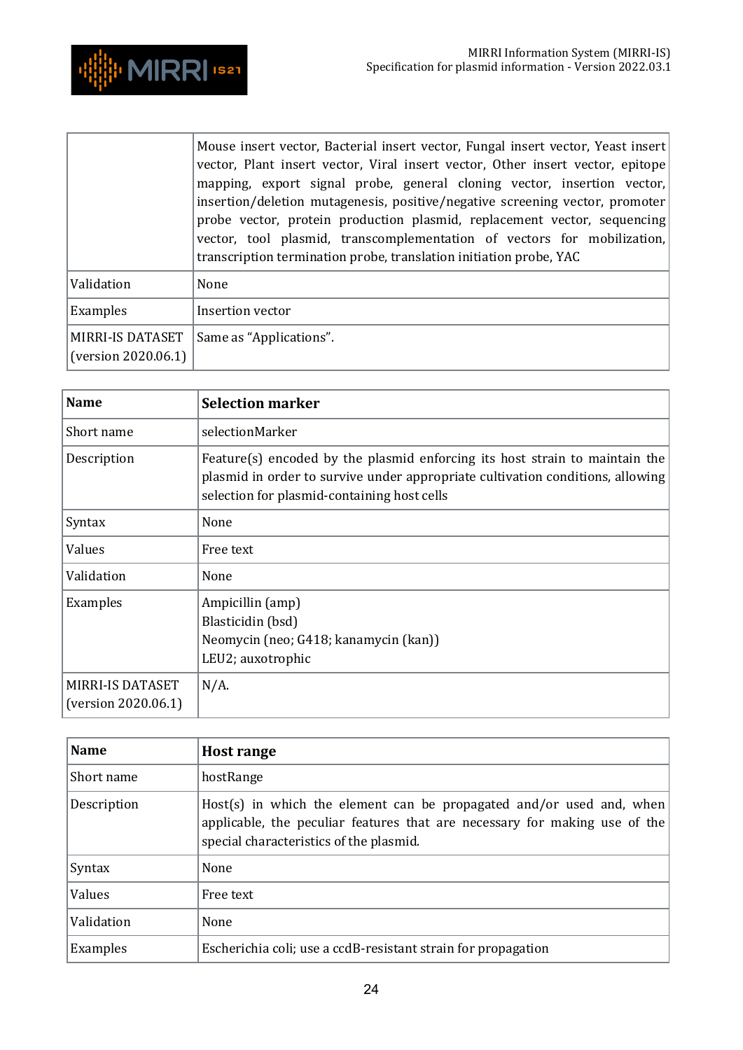| | |
|---|---|
| | Mouse insert vector, Bacterial insert vector, Fungal insert vector, Yeast insert vector, Plant insert vector, Viral insert vector, Other insert vector, epitope mapping, export signal probe, general cloning vector, insertion vector, insertion/deletion mutagenesis, positive/negative screening vector, promoter probe vector, protein production plasmid, replacement vector, sequencing vector, tool plasmid, transcomplementation of vectors for mobilization, transcription termination probe, translation initiation probe, YAC |
| Validation | None |
| Examples | Insertion vector |
| MIRRI-IS DATASET (version 2020.06.1) | Same as "Applications". |

| **Name** | **Selection marker** |
|---|---|
| Short name | selectionMarker |
| Description | Feature(s) encoded by the plasmid enforcing its host strain to maintain the plasmid in order to survive under appropriate cultivation conditions, allowing selection for plasmid-containing host cells |
| Syntax | None |
| Values | Free text |
| Validation | None |
| Examples | Ampicillin (amp)<br>Blasticidin (bsd)<br>Neomycin (neo; G418; kanamycin (kan))<br>LEU2; auxotrophic |
| MIRRI-IS DATASET (version 2020.06.1) | N/A. |

| **Name** | **Host range** |
|---|---|
| Short name | hostRange |
| Description | Host(s) in which the element can be propagated and/or used and, when applicable, the peculiar features that are necessary for making use of the special characteristics of the plasmid. |
| Syntax | None |
| Values | Free text |
| Validation | None |
| Examples | Escherichia coli; use a ccdB-resistant strain for propagation |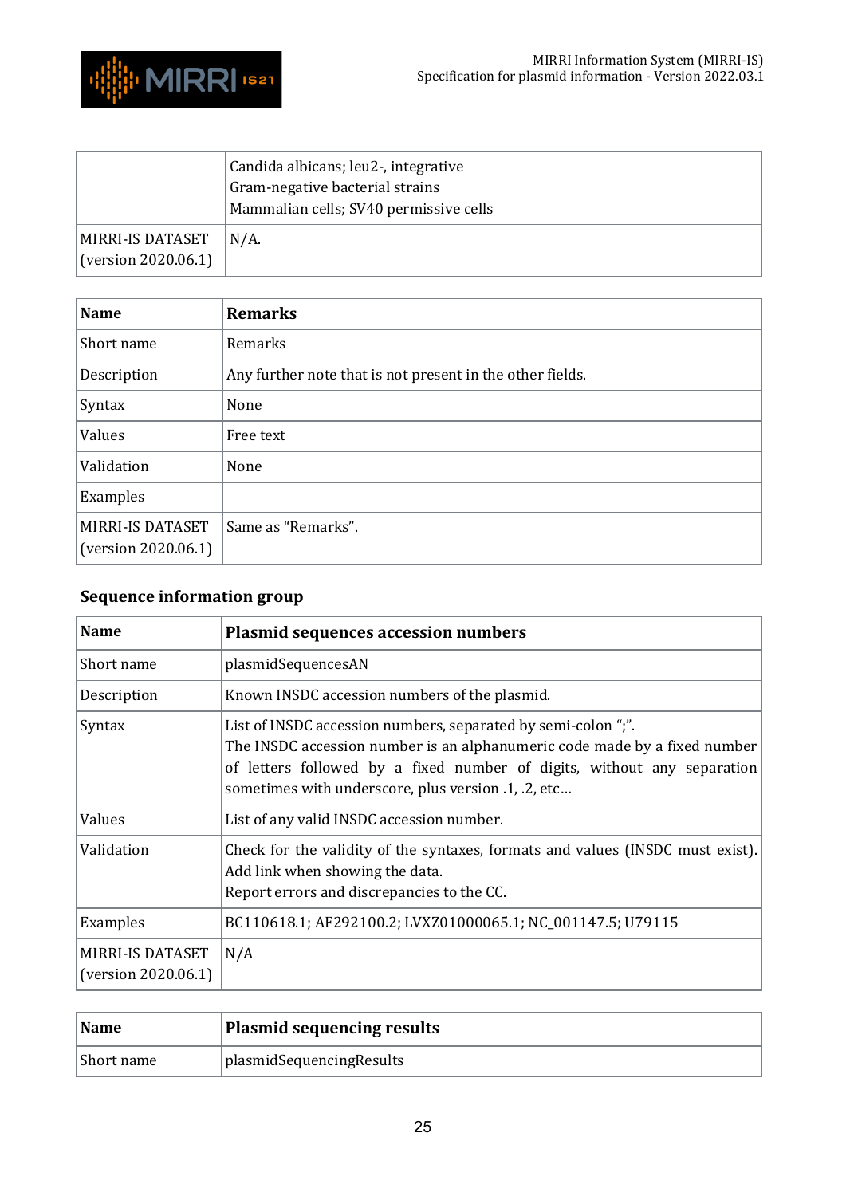| | |
|---|---|
| | Candida albicans; leu2-, integrative<br>Gram-negative bacterial strains<br>Mammalian cells; SV40 permissive cells |
| MIRRI-IS DATASET (version 2020.06.1) | N/A. |

| **Name** | **Remarks** |
|---|---|
| Short name | Remarks |
| Description | Any further note that is not present in the other fields. |
| Syntax | None |
| Values | Free text |
| Validation | None |
| Examples | |
| MIRRI-IS DATASET (version 2020.06.1) | Same as "Remarks". |

### Sequence information group

| **Name** | **Plasmid sequences accession numbers** |
|---|---|
| Short name | plasmidSequencesAN |
| Description | Known INSDC accession numbers of the plasmid. |
| Syntax | List of INSDC accession numbers, separated by semi-colon ";".<br>The INSDC accession number is an alphanumeric code made by a fixed number of letters followed by a fixed number of digits, without any separation sometimes with underscore, plus version .1, .2, etc… |
| Values | List of any valid INSDC accession number. |
| Validation | Check for the validity of the syntaxes, formats and values (INSDC must exist).<br>Add link when showing the data.<br>Report errors and discrepancies to the CC. |
| Examples | BC110618.1; AF292100.2; LVXZ01000065.1; NC_001147.5; U79115 |
| MIRRI-IS DATASET (version 2020.06.1) | N/A |

| **Name** | **Plasmid sequencing results** |
|---|---|
| Short name | plasmidSequencingResults |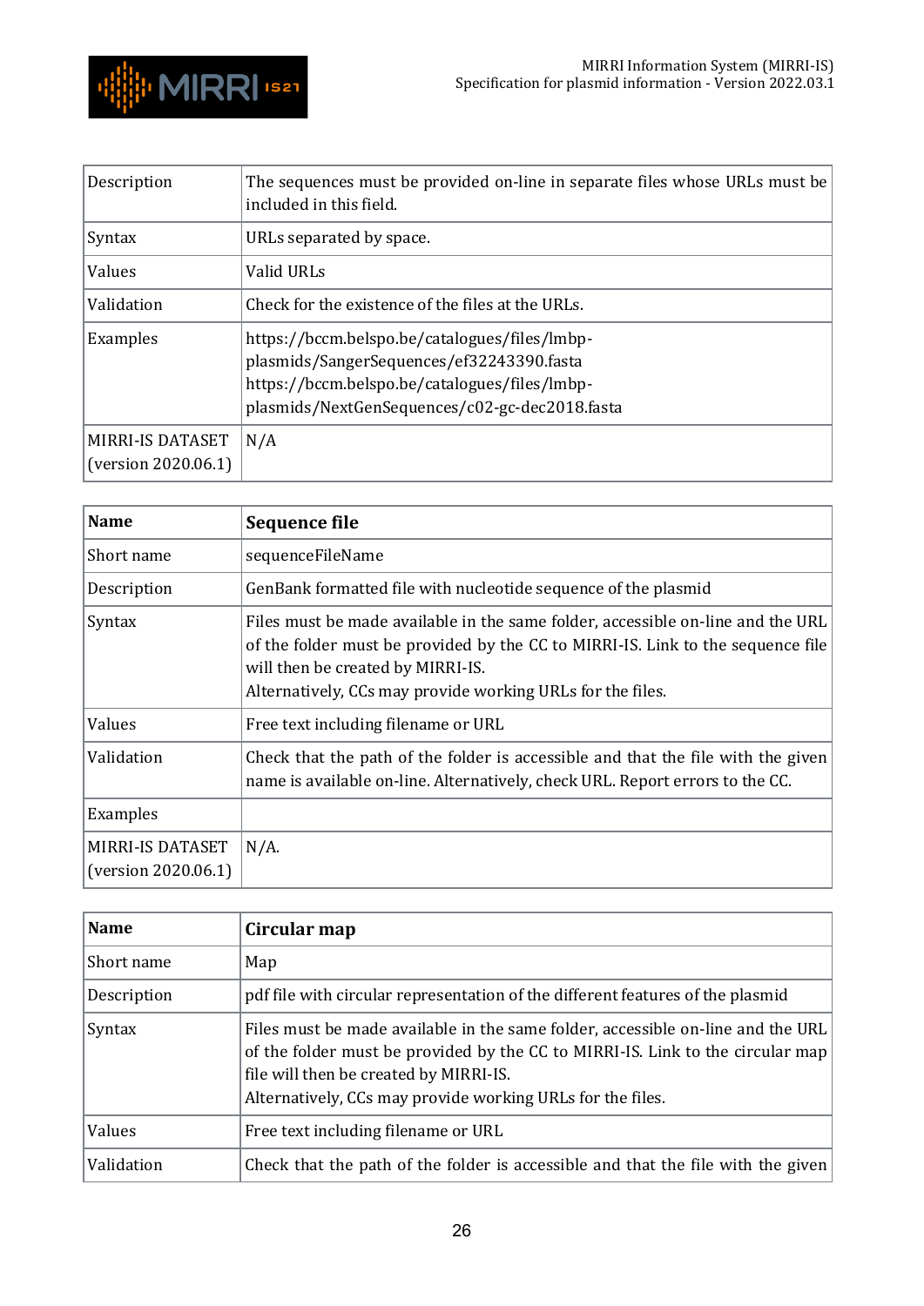| Description | The sequences must be provided on-line in separate files whose URLs must be included in this field. |
|---|---|
| Syntax | URLs separated by space. |
| Values | Valid URLs |
| Validation | Check for the existence of the files at the URLs. |
| Examples | https://bccm.belspo.be/catalogues/files/lmbp-plasmids/SangerSequences/ef32243390.fasta https://bccm.belspo.be/catalogues/files/lmbp-plasmids/NextGenSequences/c02-gc-dec2018.fasta |
| MIRRI-IS DATASET (version 2020.06.1) | N/A |

| **Name** | **Sequence file** |
|---|---|
| Short name | sequenceFileName |
| Description | GenBank formatted file with nucleotide sequence of the plasmid |
| Syntax | Files must be made available in the same folder, accessible on-line and the URL of the folder must be provided by the CC to MIRRI-IS. Link to the sequence file will then be created by MIRRI-IS.<br>Alternatively, CCs may provide working URLs for the files. |
| Values | Free text including filename or URL |
| Validation | Check that the path of the folder is accessible and that the file with the given name is available on-line. Alternatively, check URL. Report errors to the CC. |
| Examples | |
| MIRRI-IS DATASET (version 2020.06.1) | N/A. |

| **Name** | **Circular map** |
|---|---|
| Short name | Map |
| Description | pdf file with circular representation of the different features of the plasmid |
| Syntax | Files must be made available in the same folder, accessible on-line and the URL of the folder must be provided by the CC to MIRRI-IS. Link to the circular map file will then be created by MIRRI-IS.<br>Alternatively, CCs may provide working URLs for the files. |
| Values | Free text including filename or URL |
| Validation | Check that the path of the folder is accessible and that the file with the given |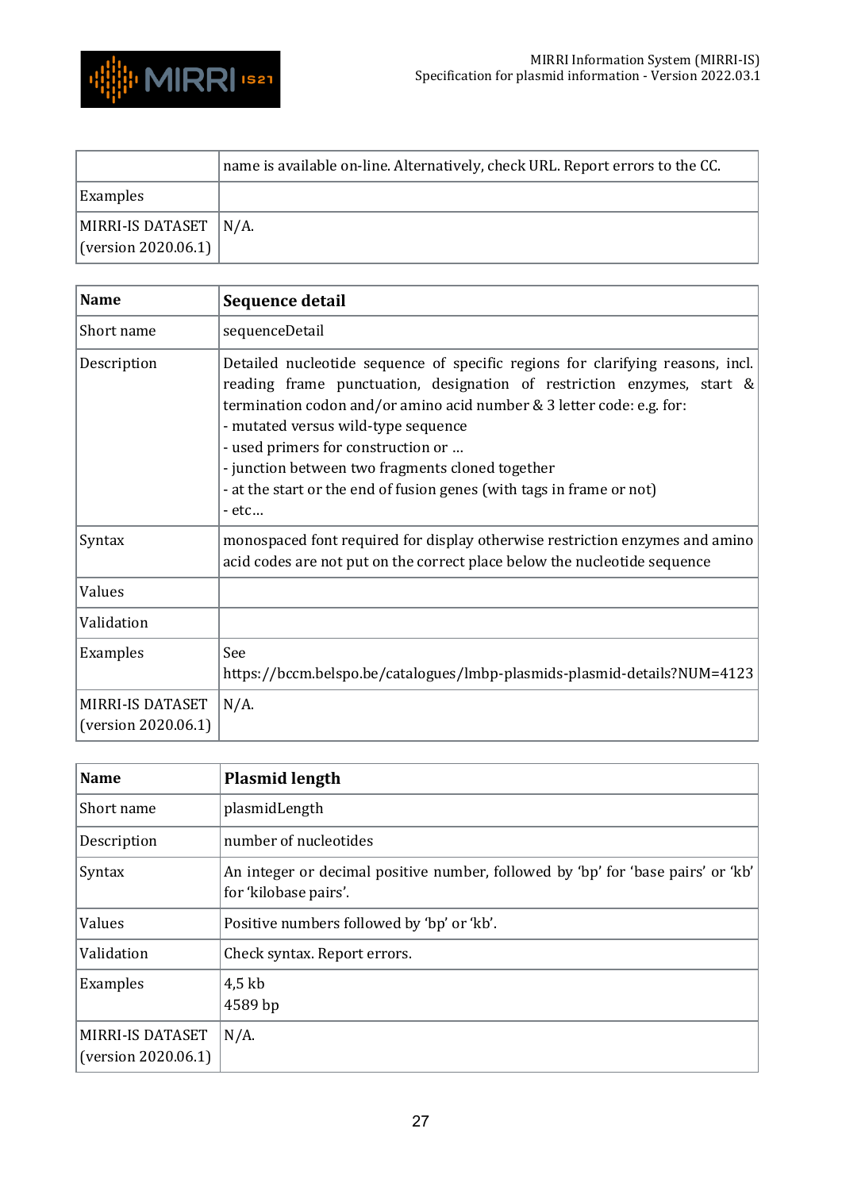| | |
|---|---|
| | name is available on-line. Alternatively, check URL. Report errors to the CC. |
| Examples | |
| MIRRI-IS DATASET (version 2020.06.1) | N/A. |

| **Name** | **Sequence detail** |
|---|---|
| Short name | sequenceDetail |
| Description | Detailed nucleotide sequence of specific regions for clarifying reasons, incl. reading frame punctuation, designation of restriction enzymes, start & termination codon and/or amino acid number & 3 letter code: e.g. for:<br>- mutated versus wild-type sequence<br>- used primers for construction or …<br>- junction between two fragments cloned together<br>- at the start or the end of fusion genes (with tags in frame or not)<br>- etc… |
| Syntax | monospaced font required for display otherwise restriction enzymes and amino acid codes are not put on the correct place below the nucleotide sequence |
| Values | |
| Validation | |
| Examples | See https://bccm.belspo.be/catalogues/lmbp-plasmids-plasmid-details?NUM=4123 |
| MIRRI-IS DATASET (version 2020.06.1) | N/A. |

| **Name** | **Plasmid length** |
|---|---|
| Short name | plasmidLength |
| Description | number of nucleotides |
| Syntax | An integer or decimal positive number, followed by 'bp' for 'base pairs' or 'kb' for 'kilobase pairs'. |
| Values | Positive numbers followed by 'bp' or 'kb'. |
| Validation | Check syntax. Report errors. |
| Examples | 4,5 kb<br>4589 bp |
| MIRRI-IS DATASET (version 2020.06.1) | N/A. |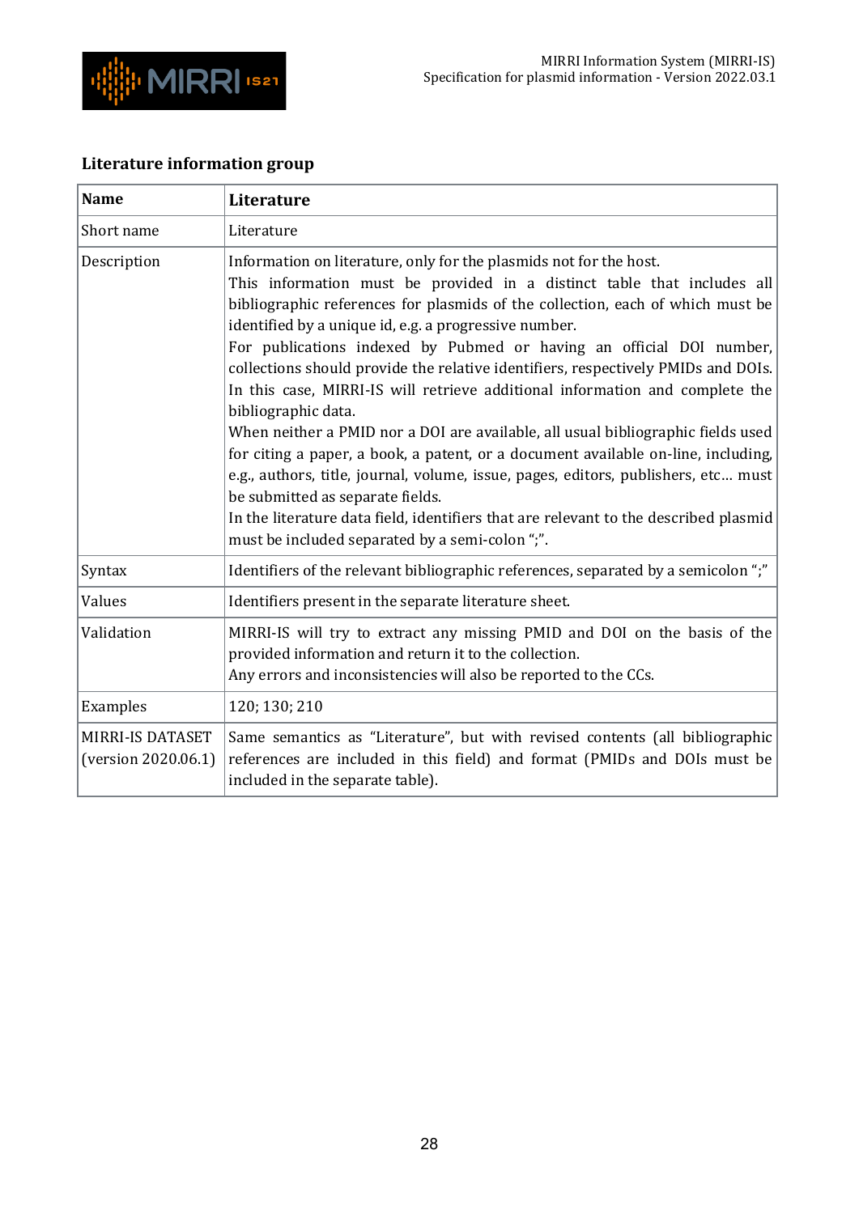### Literature information group

| **Name** | **Literature** |
|---|---|
| Short name | Literature |
| Description | Information on literature, only for the plasmids not for the host.<br>This information must be provided in a distinct table that includes all bibliographic references for plasmids of the collection, each of which must be identified by a unique id, e.g. a progressive number.<br>For publications indexed by Pubmed or having an official DOI number, collections should provide the relative identifiers, respectively PMIDs and DOIs. In this case, MIRRI-IS will retrieve additional information and complete the bibliographic data.<br>When neither a PMID nor a DOI are available, all usual bibliographic fields used for citing a paper, a book, a patent, or a document available on-line, including, e.g., authors, title, journal, volume, issue, pages, editors, publishers, etc… must be submitted as separate fields.<br>In the literature data field, identifiers that are relevant to the described plasmid must be included separated by a semi-colon ";". |
| Syntax | Identifiers of the relevant bibliographic references, separated by a semicolon ";" |
| Values | Identifiers present in the separate literature sheet. |
| Validation | MIRRI-IS will try to extract any missing PMID and DOI on the basis of the provided information and return it to the collection.<br>Any errors and inconsistencies will also be reported to the CCs. |
| Examples | 120; 130; 210 |
| MIRRI-IS DATASET (version 2020.06.1) | Same semantics as "Literature", but with revised contents (all bibliographic references are included in this field) and format (PMIDs and DOIs must be included in the separate table). |